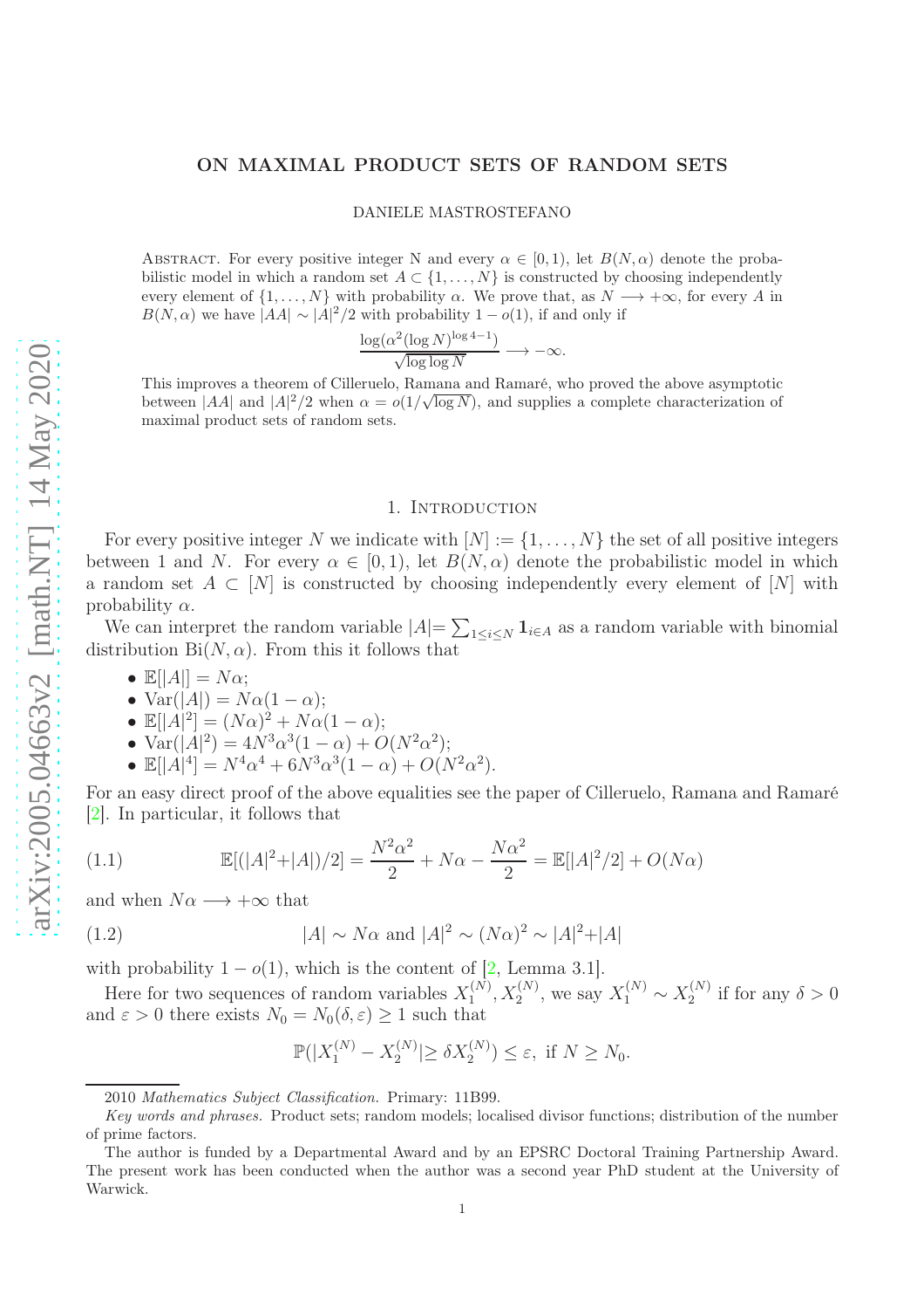# ON MAXIMAL PRODUCT SETS OF RANDOM SETS

DANIELE MASTROSTEFANO

Abstract. For every positive integer N and every $\alpha \in [0,1)$, let $B(N,\alpha)$ denote the probabilistic model in which a random set $A \subset \{1,\dots,N\}$ is constructed by choosing independently every element of $\{1,\dots,N\}$ with probability $\alpha$. We prove that, as $N \longrightarrow +\infty$, for every $A$ in $B(N,\alpha)$ we have $|AA| \sim |A|^2/2$ with probability $1-o(1)$, if and only if

$$\frac{\log(\alpha^2(\log N)^{\log 4-1})}{\sqrt{\log\log N}} \longrightarrow -\infty.$$

This improves a theorem of Cilleruelo, Ramana and Ramaré, who proved the above asymptotic between $|AA|$ and $|A|^2/2$ when $\alpha = o(1/\sqrt{\log N})$, and supplies a complete characterization of maximal product sets of random sets.

## 1. Introduction

For every positive integer $N$ we indicate with $[N] := \{1,\dots,N\}$ the set of all positive integers between 1 and $N$. For every $\alpha \in [0,1)$, let $B(N,\alpha)$ denote the probabilistic model in which a random set $A \subset [N]$ is constructed by choosing independently every element of $[N]$ with probability $\alpha$.

We can interpret the random variable $|A| = \sum_{1\leq i\leq N} \mathbf{1}_{i\in A}$ as a random variable with binomial distribution $\mathrm{Bi}(N,\alpha)$. From this it follows that

- $\mathbb{E}[|A|] = N\alpha$;
- $\mathrm{Var}(|A|) = N\alpha(1-\alpha)$;
- $\mathbb{E}[|A|^2] = (N\alpha)^2 + N\alpha(1-\alpha)$;
- $\mathrm{Var}(|A|^2) = 4N^3\alpha^3(1-\alpha) + O(N^2\alpha^2)$;
- $\mathbb{E}[|A|^4] = N^4\alpha^4 + 6N^3\alpha^3(1-\alpha) + O(N^2\alpha^2)$.

For an easy direct proof of the above equalities see the paper of Cilleruelo, Ramana and Ramaré [2]. In particular, it follows that

$$\mathbb{E}[(|A|^2+|A|)/2] = \frac{N^2\alpha^2}{2} + N\alpha - \frac{N\alpha^2}{2} = \mathbb{E}[|A|^2/2] + O(N\alpha) \tag{1.1}$$

and when $N\alpha \longrightarrow +\infty$ that

$$|A| \sim N\alpha \text{ and } |A|^2 \sim (N\alpha)^2 \sim |A|^2+|A| \tag{1.2}$$

with probability $1-o(1)$, which is the content of [2, Lemma 3.1].

Here for two sequences of random variables $X_1^{(N)}, X_2^{(N)}$, we say $X_1^{(N)} \sim X_2^{(N)}$ if for any $\delta > 0$ and $\varepsilon > 0$ there exists $N_0 = N_0(\delta,\varepsilon) \geq 1$ such that

$$\mathbb{P}(|X_1^{(N)} - X_2^{(N)}| \geq \delta X_2^{(N)}) \leq \varepsilon, \text{ if } N \geq N_0.$$

2010 *Mathematics Subject Classification.* Primary: 11B99.

*Key words and phrases.* Product sets; random models; localised divisor functions; distribution of the number of prime factors.

The author is funded by a Departmental Award and by an EPSRC Doctoral Training Partnership Award. The present work has been conducted when the author was a second year PhD student at the University of Warwick.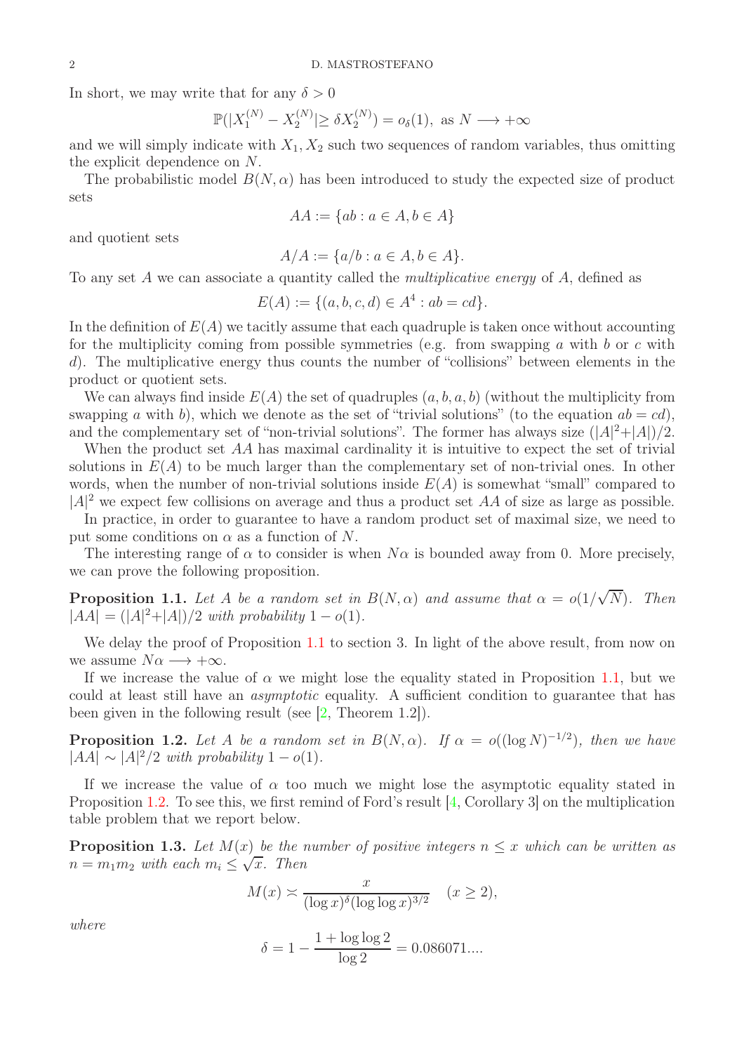In short, we may write that for any $\delta > 0$

$$\mathbb{P}(|X_1^{(N)} - X_2^{(N)}| \geq \delta X_2^{(N)}) = o_\delta(1), \text{ as } N \longrightarrow +\infty$$

and we will simply indicate with $X_1, X_2$ such two sequences of random variables, thus omitting the explicit dependence on $N$.

The probabilistic model $B(N, \alpha)$ has been introduced to study the expected size of product sets

$$AA := \{ab : a \in A, b \in A\}$$

and quotient sets

$$A/A := \{a/b : a \in A, b \in A\}.$$

To any set $A$ we can associate a quantity called the *multiplicative energy* of $A$, defined as

$$E(A) := \{(a, b, c, d) \in A^4 : ab = cd\}.$$

In the definition of $E(A)$ we tacitly assume that each quadruple is taken once without accounting for the multiplicity coming from possible symmetries (e.g. from swapping $a$ with $b$ or $c$ with $d$). The multiplicative energy thus counts the number of "collisions" between elements in the product or quotient sets.

We can always find inside $E(A)$ the set of quadruples $(a, b, a, b)$ (without the multiplicity from swapping $a$ with $b$), which we denote as the set of "trivial solutions" (to the equation $ab = cd$), and the complementary set of "non-trivial solutions". The former has always size $(|A|^2 + |A|)/2$.

When the product set $AA$ has maximal cardinality it is intuitive to expect the set of trivial solutions in $E(A)$ to be much larger than the complementary set of non-trivial ones. In other words, when the number of non-trivial solutions inside $E(A)$ is somewhat "small" compared to $|A|^2$ we expect few collisions on average and thus a product set $AA$ of size as large as possible.

In practice, in order to guarantee to have a random product set of maximal size, we need to put some conditions on $\alpha$ as a function of $N$.

The interesting range of $\alpha$ to consider is when $N\alpha$ is bounded away from 0. More precisely, we can prove the following proposition.

**Proposition 1.1.** *Let $A$ be a random set in $B(N, \alpha)$ and assume that $\alpha = o(1/\sqrt{N})$. Then $|AA| = (|A|^2 + |A|)/2$ with probability $1 - o(1)$.*

We delay the proof of Proposition 1.1 to section 3. In light of the above result, from now on we assume $N\alpha \longrightarrow +\infty$.

If we increase the value of $\alpha$ we might lose the equality stated in Proposition 1.1, but we could at least still have an *asymptotic* equality. A sufficient condition to guarantee that has been given in the following result (see [2, Theorem 1.2]).

**Proposition 1.2.** *Let $A$ be a random set in $B(N, \alpha)$. If $\alpha = o((\log N)^{-1/2})$, then we have $|AA| \sim |A|^2/2$ with probability $1 - o(1)$.*

If we increase the value of $\alpha$ too much we might lose the asymptotic equality stated in Proposition 1.2. To see this, we first remind of Ford's result [4, Corollary 3] on the multiplication table problem that we report below.

**Proposition 1.3.** *Let $M(x)$ be the number of positive integers $n \leq x$ which can be written as $n = m_1 m_2$ with each $m_i \leq \sqrt{x}$. Then*

$$M(x) \asymp \frac{x}{(\log x)^\delta (\log \log x)^{3/2}} \quad (x \geq 2),$$

*where*

$$\delta = 1 - \frac{1 + \log \log 2}{\log 2} = 0.086071....$$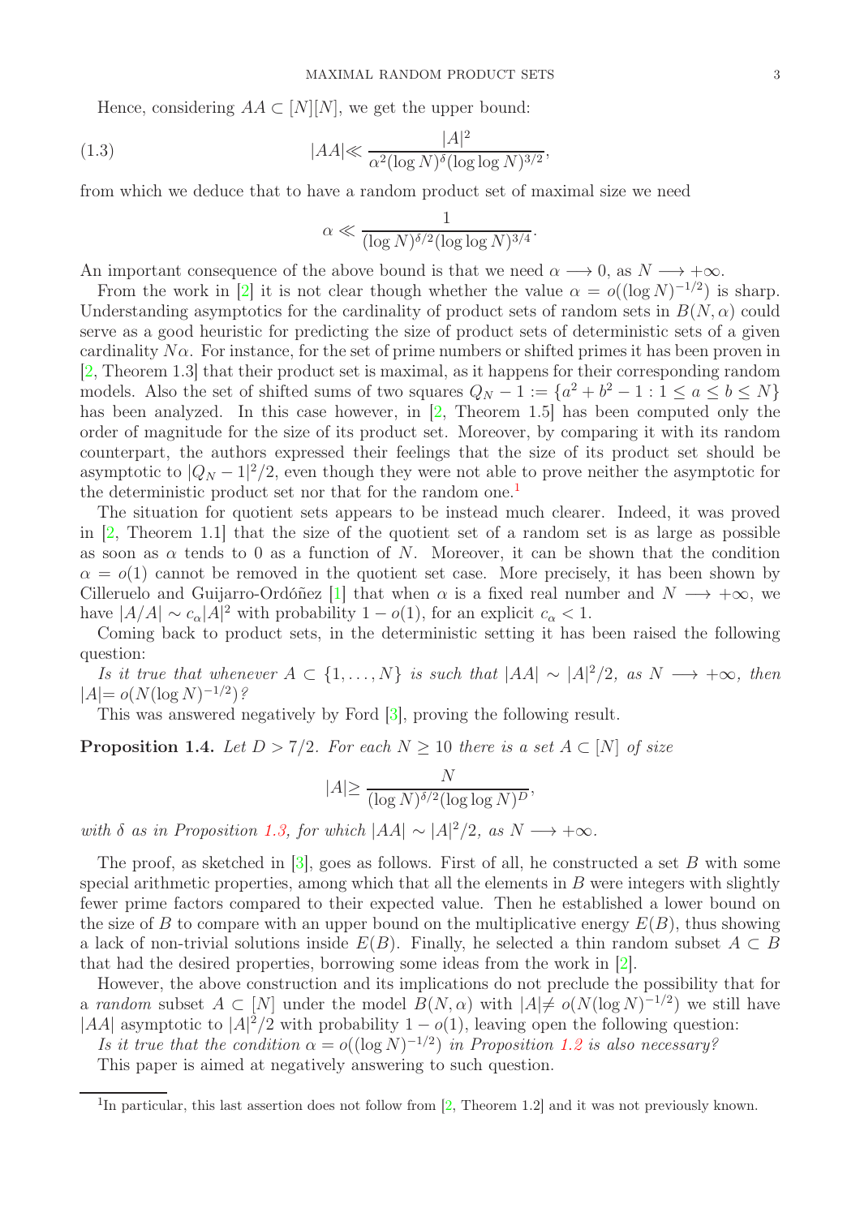Hence, considering $AA \subset [N][N]$, we get the upper bound:

$$|AA| \ll \frac{|A|^2}{\alpha^2 (\log N)^{\delta} (\log\log N)^{3/2}}, \tag{1.3}$$

from which we deduce that to have a random product set of maximal size we need

$$\alpha \ll \frac{1}{(\log N)^{\delta/2} (\log\log N)^{3/4}}.$$

An important consequence of the above bound is that we need $\alpha \longrightarrow 0$, as $N \longrightarrow +\infty$.

From the work in [2] it is not clear though whether the value $\alpha = o((\log N)^{-1/2})$ is sharp. Understanding asymptotics for the cardinality of product sets of random sets in $B(N, \alpha)$ could serve as a good heuristic for predicting the size of product sets of deterministic sets of a given cardinality $N\alpha$. For instance, for the set of prime numbers or shifted primes it has been proven in [2, Theorem 1.3] that their product set is maximal, as it happens for their corresponding random models. Also the set of shifted sums of two squares $Q_N - 1 := \{a^2 + b^2 - 1 : 1 \leq a \leq b \leq N\}$ has been analyzed. In this case however, in [2, Theorem 1.5] has been computed only the order of magnitude for the size of its product set. Moreover, by comparing it with its random counterpart, the authors expressed their feelings that the size of its product set should be asymptotic to $|Q_N - 1|^2/2$, even though they were not able to prove neither the asymptotic for the deterministic product set nor that for the random one.[1]

The situation for quotient sets appears to be instead much clearer. Indeed, it was proved in [2, Theorem 1.1] that the size of the quotient set of a random set is as large as possible as soon as $\alpha$ tends to 0 as a function of $N$. Moreover, it can be shown that the condition $\alpha = o(1)$ cannot be removed in the quotient set case. More precisely, it has been shown by Cilleruelo and Guijarro-Ordóñez [1] that when $\alpha$ is a fixed real number and $N \longrightarrow +\infty$, we have $|A/A| \sim c_\alpha |A|^2$ with probability $1 - o(1)$, for an explicit $c_\alpha < 1$.

Coming back to product sets, in the deterministic setting it has been raised the following question:

*Is it true that whenever $A \subset \{1, \ldots, N\}$ is such that $|AA| \sim |A|^2/2$, as $N \longrightarrow +\infty$, then $|A| = o(N(\log N)^{-1/2})$?*

This was answered negatively by Ford [3], proving the following result.

**Proposition 1.4.** *Let $D > 7/2$. For each $N \geq 10$ there is a set $A \subset [N]$ of size*

$$|A| \geq \frac{N}{(\log N)^{\delta/2} (\log\log N)^{D}},$$

*with $\delta$ as in Proposition 1.3, for which $|AA| \sim |A|^2/2$, as $N \longrightarrow +\infty$.*

The proof, as sketched in [3], goes as follows. First of all, he constructed a set $B$ with some special arithmetic properties, among which that all the elements in $B$ were integers with slightly fewer prime factors compared to their expected value. Then he established a lower bound on the size of $B$ to compare with an upper bound on the multiplicative energy $E(B)$, thus showing a lack of non-trivial solutions inside $E(B)$. Finally, he selected a thin random subset $A \subset B$ that had the desired properties, borrowing some ideas from the work in [2].

However, the above construction and its implications do not preclude the possibility that for a *random* subset $A \subset [N]$ under the model $B(N, \alpha)$ with $|A| \neq o(N(\log N)^{-1/2})$ we still have $|AA|$ asymptotic to $|A|^2/2$ with probability $1 - o(1)$, leaving open the following question:

*Is it true that the condition $\alpha = o((\log N)^{-1/2})$ in Proposition 1.2 is also necessary?*

This paper is aimed at negatively answering to such question.

[1] In particular, this last assertion does not follow from [2, Theorem 1.2] and it was not previously known.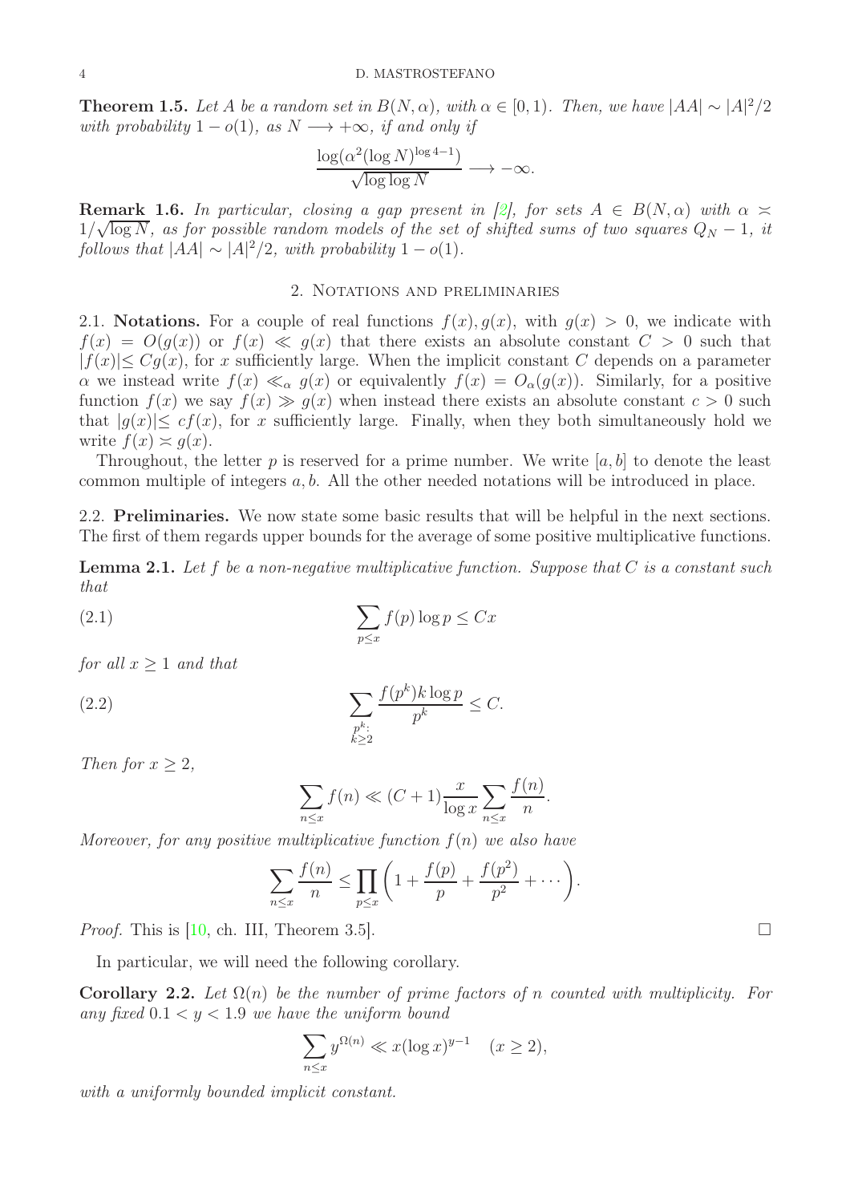**Theorem 1.5.** *Let $A$ be a random set in $B(N, \alpha)$, with $\alpha \in [0, 1)$. Then, we have $|AA| \sim |A|^2/2$ with probability $1 - o(1)$, as $N \longrightarrow +\infty$, if and only if*

$$\frac{\log(\alpha^2 (\log N)^{\log 4 - 1})}{\sqrt{\log \log N}} \longrightarrow -\infty.$$

**Remark 1.6.** *In particular, closing a gap present in [2], for sets $A \in B(N, \alpha)$ with $\alpha \asymp 1/\sqrt{\log N}$, as for possible random models of the set of shifted sums of two squares $Q_N - 1$, it follows that $|AA| \sim |A|^2/2$, with probability $1 - o(1)$.*

## 2. Notations and preliminaries

2.1. **Notations.** For a couple of real functions $f(x), g(x)$, with $g(x) > 0$, we indicate with $f(x) = O(g(x))$ or $f(x) \ll g(x)$ that there exists an absolute constant $C > 0$ such that $|f(x)| \leq C g(x)$, for $x$ sufficiently large. When the implicit constant $C$ depends on a parameter $\alpha$ we instead write $f(x) \ll_\alpha g(x)$ or equivalently $f(x) = O_\alpha(g(x))$. Similarly, for a positive function $f(x)$ we say $f(x) \gg g(x)$ when instead there exists an absolute constant $c > 0$ such that $|g(x)| \leq c f(x)$, for $x$ sufficiently large. Finally, when they both simultaneously hold we write $f(x) \asymp g(x)$.

Throughout, the letter $p$ is reserved for a prime number. We write $[a, b]$ to denote the least common multiple of integers $a, b$. All the other needed notations will be introduced in place.

2.2. **Preliminaries.** We now state some basic results that will be helpful in the next sections. The first of them regards upper bounds for the average of some positive multiplicative functions.

**Lemma 2.1.** *Let $f$ be a non-negative multiplicative function. Suppose that $C$ is a constant such that*

$$\sum_{p \leq x} f(p) \log p \leq Cx \tag{2.1}$$

*for all $x \geq 1$ and that*

$$\sum_{\substack{p^k:\\ k \geq 2}} \frac{f(p^k) k \log p}{p^k} \leq C. \tag{2.2}$$

*Then for $x \geq 2$,*

$$\sum_{n \leq x} f(n) \ll (C + 1) \frac{x}{\log x} \sum_{n \leq x} \frac{f(n)}{n}.$$

*Moreover, for any positive multiplicative function $f(n)$ we also have*

$$\sum_{n \leq x} \frac{f(n)}{n} \leq \prod_{p \leq x} \left( 1 + \frac{f(p)}{p} + \frac{f(p^2)}{p^2} + \cdots \right).$$

*Proof.* This is [10, ch. III, Theorem 3.5]. □

In particular, we will need the following corollary.

**Corollary 2.2.** *Let $\Omega(n)$ be the number of prime factors of $n$ counted with multiplicity. For any fixed $0.1 < y < 1.9$ we have the uniform bound*

$$\sum_{n \leq x} y^{\Omega(n)} \ll x (\log x)^{y - 1} \quad (x \geq 2),$$

*with a uniformly bounded implicit constant.*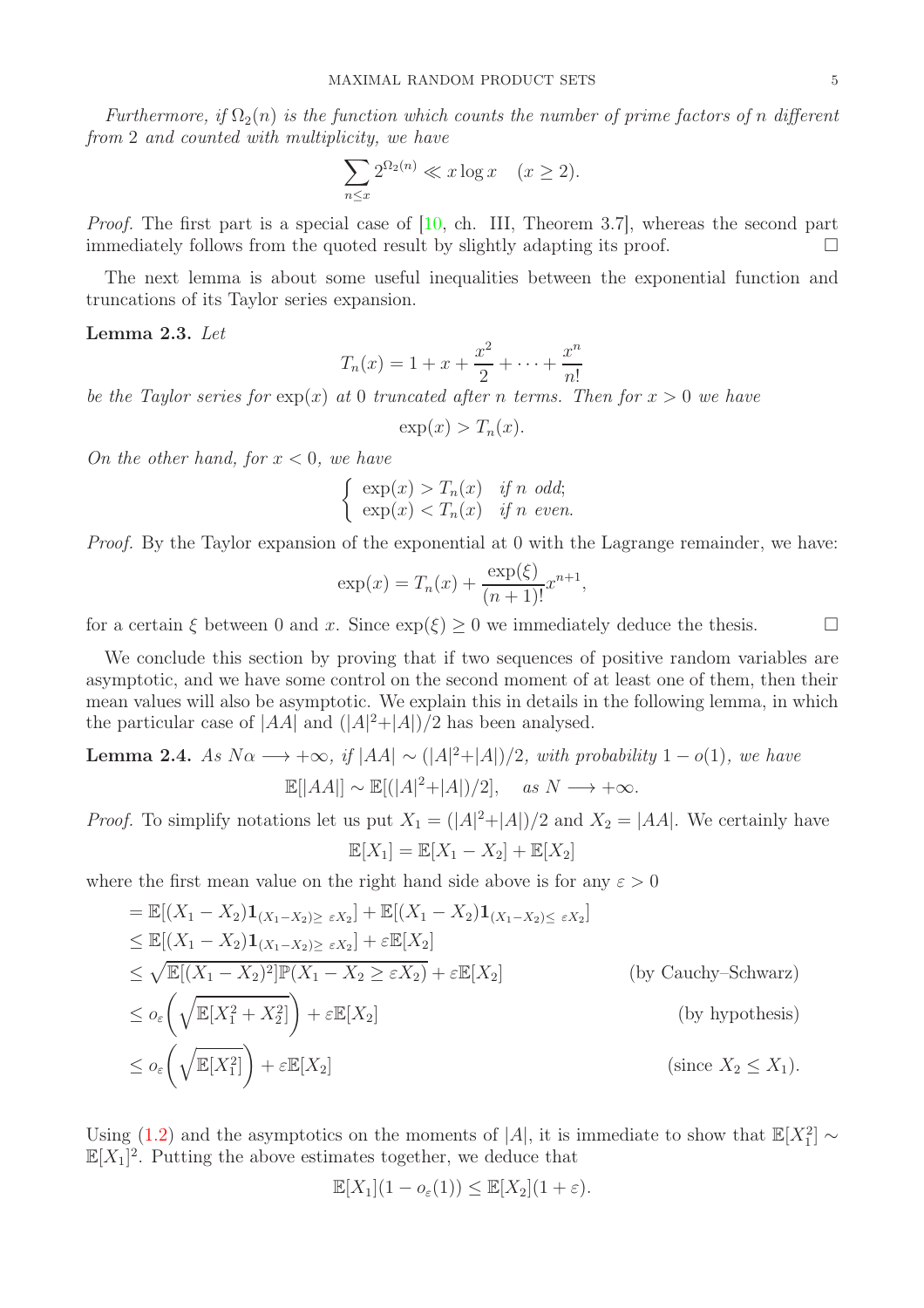*Furthermore, if $\Omega_2(n)$ is the function which counts the number of prime factors of $n$ different from 2 and counted with multiplicity, we have*

$$\sum_{n\le x} 2^{\Omega_2(n)} \ll x\log x \quad (x\ge 2).$$

*Proof.* The first part is a special case of [10, ch. III, Theorem 3.7], whereas the second part immediately follows from the quoted result by slightly adapting its proof. □

The next lemma is about some useful inequalities between the exponential function and truncations of its Taylor series expansion.

**Lemma 2.3.** *Let*

$$T_n(x) = 1 + x + \frac{x^2}{2} + \cdots + \frac{x^n}{n!}$$

*be the Taylor series for $\exp(x)$ at 0 truncated after $n$ terms. Then for $x>0$ we have*

$$\exp(x) > T_n(x).$$

*On the other hand, for $x<0$, we have*

$$\begin{cases} \exp(x) > T_n(x) & \text{if } n \text{ odd};\\ \exp(x) < T_n(x) & \text{if } n \text{ even}.\end{cases}$$

*Proof.* By the Taylor expansion of the exponential at 0 with the Lagrange remainder, we have:

$$\exp(x) = T_n(x) + \frac{\exp(\xi)}{(n+1)!}x^{n+1},$$

for a certain $\xi$ between 0 and $x$. Since $\exp(\xi)\ge 0$ we immediately deduce the thesis. □

We conclude this section by proving that if two sequences of positive random variables are asymptotic, and we have some control on the second moment of at least one of them, then their mean values will also be asymptotic. We explain this in details in the following lemma, in which the particular case of $|AA|$ and $(|A|^2+|A|)/2$ has been analysed.

**Lemma 2.4.** *As $N\alpha \longrightarrow +\infty$, if $|AA| \sim (|A|^2+|A|)/2$, with probability $1-o(1)$, we have*

$$\mathbb{E}[|AA|] \sim \mathbb{E}[(|A|^2+|A|)/2], \quad \text{as } N\longrightarrow +\infty.$$

*Proof.* To simplify notations let us put $X_1 = (|A|^2+|A|)/2$ and $X_2 = |AA|$. We certainly have

$$\mathbb{E}[X_1] = \mathbb{E}[X_1 - X_2] + \mathbb{E}[X_2]$$

where the first mean value on the right hand side above is for any $\varepsilon>0$

$$\begin{aligned}
&= \mathbb{E}[(X_1-X_2)\mathbf{1}_{(X_1-X_2)\ge\, \varepsilon X_2}] + \mathbb{E}[(X_1-X_2)\mathbf{1}_{(X_1-X_2)\le\, \varepsilon X_2}]\\
&\le \mathbb{E}[(X_1-X_2)\mathbf{1}_{(X_1-X_2)\ge\, \varepsilon X_2}] + \varepsilon\mathbb{E}[X_2]\\
&\le \sqrt{\mathbb{E}[(X_1-X_2)^2]\mathbb{P}(X_1-X_2\ge \varepsilon X_2)} + \varepsilon\mathbb{E}[X_2] && \text{(by Cauchy–Schwarz)}\\
&\le o_\varepsilon\left(\sqrt{\mathbb{E}[X_1^2+X_2^2]}\right) + \varepsilon\mathbb{E}[X_2] && \text{(by hypothesis)}\\
&\le o_\varepsilon\left(\sqrt{\mathbb{E}[X_1^2]}\right) + \varepsilon\mathbb{E}[X_2] && \text{(since } X_2\le X_1).
\end{aligned}$$

Using (1.2) and the asymptotics on the moments of $|A|$, it is immediate to show that $\mathbb{E}[X_1^2]\sim \mathbb{E}[X_1]^2$. Putting the above estimates together, we deduce that

$$\mathbb{E}[X_1](1-o_\varepsilon(1)) \le \mathbb{E}[X_2](1+\varepsilon).$$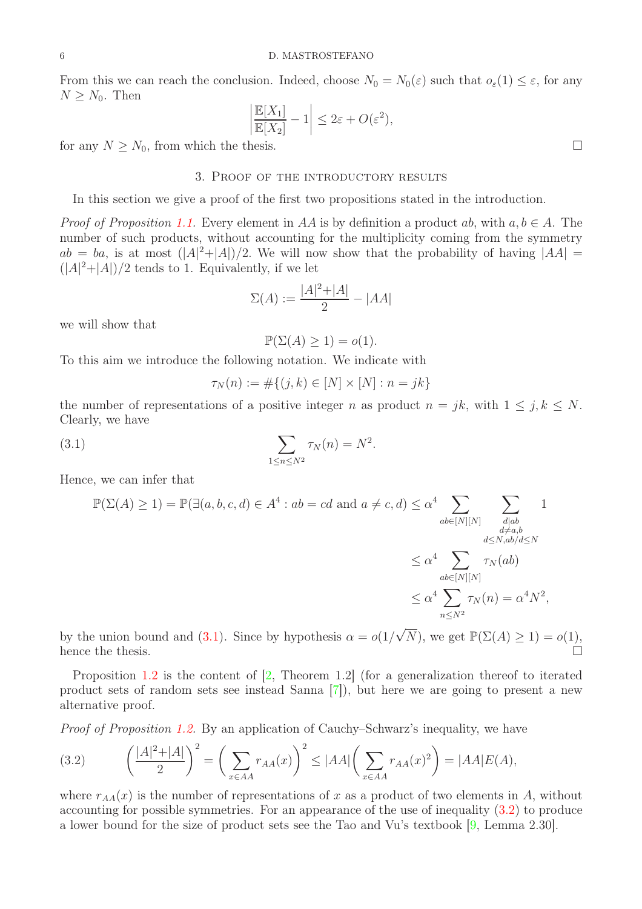From this we can reach the conclusion. Indeed, choose $N_0 = N_0(\varepsilon)$ such that $o_\varepsilon(1) \le \varepsilon$, for any $N \ge N_0$. Then

$$\left|\frac{\mathbb{E}[X_1]}{\mathbb{E}[X_2]} - 1\right| \le 2\varepsilon + O(\varepsilon^2),$$

for any $N \ge N_0$, from which the thesis. □

## 3. Proof of the introductory results

In this section we give a proof of the first two propositions stated in the introduction.

*Proof of Proposition 1.1.* Every element in $AA$ is by definition a product $ab$, with $a, b \in A$. The number of such products, without accounting for the multiplicity coming from the symmetry $ab = ba$, is at most $(|A|^2 + |A|)/2$. We will now show that the probability of having $|AA| = (|A|^2 + |A|)/2$ tends to 1. Equivalently, if we let

$$\Sigma(A) := \frac{|A|^2 + |A|}{2} - |AA|$$

we will show that

$$\mathbb{P}(\Sigma(A) \ge 1) = o(1).$$

To this aim we introduce the following notation. We indicate with

$$\tau_N(n) := \#\{(j,k) \in [N] \times [N] : n = jk\}$$

the number of representations of a positive integer $n$ as product $n = jk$, with $1 \le j, k \le N$. Clearly, we have

$$\sum_{1 \le n \le N^2} \tau_N(n) = N^2. \tag{3.1}$$

Hence, we can infer that

$$\begin{aligned}
\mathbb{P}(\Sigma(A) \ge 1) = \mathbb{P}(\exists (a,b,c,d) \in A^4 : ab = cd \text{ and } a \ne c, d) &\le \alpha^4 \sum_{ab \in [N][N]} \sum_{\substack{d \mid ab \\ d \ne a, b \\ d \le N, ab/d \le N}} 1 \\
&\le \alpha^4 \sum_{ab \in [N][N]} \tau_N(ab) \\
&\le \alpha^4 \sum_{n \le N^2} \tau_N(n) = \alpha^4 N^2,
\end{aligned}$$

by the union bound and (3.1). Since by hypothesis $\alpha = o(1/\sqrt{N})$, we get $\mathbb{P}(\Sigma(A) \ge 1) = o(1)$, hence the thesis. □

Proposition 1.2 is the content of [2, Theorem 1.2] (for a generalization thereof to iterated product sets of random sets see instead Sanna [7]), but here we are going to present a new alternative proof.

*Proof of Proposition 1.2.* By an application of Cauchy–Schwarz's inequality, we have

$$\left(\frac{|A|^2 + |A|}{2}\right)^2 = \left(\sum_{x \in AA} r_{AA}(x)\right)^2 \le |AA| \left(\sum_{x \in AA} r_{AA}(x)^2\right) = |AA| E(A), \tag{3.2}$$

where $r_{AA}(x)$ is the number of representations of $x$ as a product of two elements in $A$, without accounting for possible symmetries. For an appearance of the use of inequality (3.2) to produce a lower bound for the size of product sets see the Tao and Vu's textbook [9, Lemma 2.30].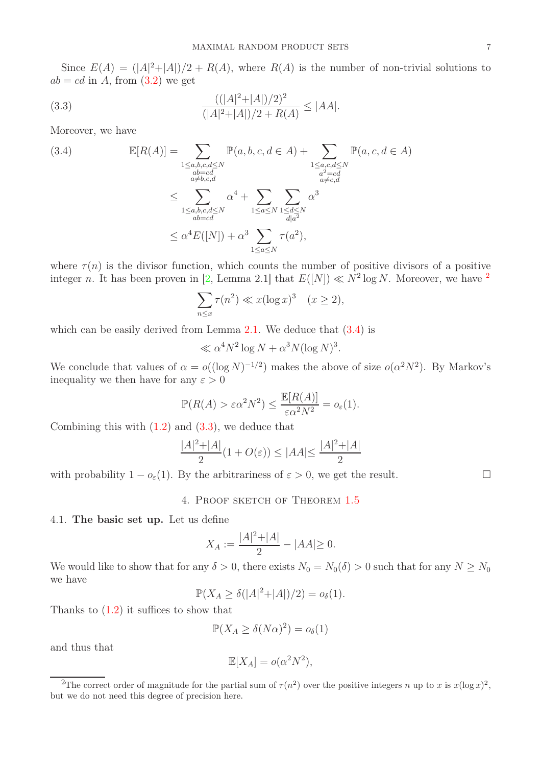Since $E(A) = (|A|^2+|A|)/2 + R(A)$, where $R(A)$ is the number of non-trivial solutions to $ab = cd$ in $A$, from (3.2) we get

$$\frac{((|A|^2+|A|)/2)^2}{(|A|^2+|A|)/2 + R(A)} \leq |AA|. \tag{3.3}$$

Moreover, we have

$$\begin{aligned}
\mathbb{E}[R(A)] &= \sum_{\substack{1\leq a,b,c,d\leq N\\ ab=cd\\ a\neq b,c,d}} \mathbb{P}(a,b,c,d\in A) + \sum_{\substack{1\leq a,c,d\leq N\\ a^2=cd\\ a\neq c,d}} \mathbb{P}(a,c,d\in A)\\
&\leq \sum_{\substack{1\leq a,b,c,d\leq N\\ ab=cd}} \alpha^4 + \sum_{1\leq a\leq N}\sum_{\substack{1\leq d\leq N\\ d|a^2}} \alpha^3\\
&\leq \alpha^4 E([N]) + \alpha^3 \sum_{1\leq a\leq N} \tau(a^2),
\end{aligned} \tag{3.4}$$

where $\tau(n)$ is the divisor function, which counts the number of positive divisors of a positive integer $n$. It has been proven in [2, Lemma 2.1] that $E([N]) \ll N^2 \log N$. Moreover, we have [2]

$$\sum_{n\leq x} \tau(n^2) \ll x(\log x)^3 \quad (x\geq 2),$$

which can be easily derived from Lemma 2.1. We deduce that (3.4) is

$$\ll \alpha^4 N^2 \log N + \alpha^3 N (\log N)^3.$$

We conclude that values of $\alpha = o((\log N)^{-1/2})$ makes the above of size $o(\alpha^2 N^2)$. By Markov's inequality we then have for any $\varepsilon > 0$

$$\mathbb{P}(R(A) > \varepsilon \alpha^2 N^2) \leq \frac{\mathbb{E}[R(A)]}{\varepsilon \alpha^2 N^2} = o_\varepsilon(1).$$

Combining this with (1.2) and (3.3), we deduce that

$$\frac{|A|^2+|A|}{2}(1+O(\varepsilon)) \leq |AA| \leq \frac{|A|^2+|A|}{2}$$

with probability $1 - o_\varepsilon(1)$. By the arbitrariness of $\varepsilon > 0$, we get the result. $\square$

## 4. Proof sketch of Theorem 1.5

### 4.1. The basic set up.

Let us define

$$X_A := \frac{|A|^2+|A|}{2} - |AA| \geq 0.$$

We would like to show that for any $\delta > 0$, there exists $N_0 = N_0(\delta) > 0$ such that for any $N \geq N_0$ we have

$$\mathbb{P}(X_A \geq \delta(|A|^2+|A|)/2) = o_\delta(1).$$

Thanks to (1.2) it suffices to show that

$$\mathbb{P}(X_A \geq \delta(N\alpha)^2) = o_\delta(1)$$

and thus that

$$\mathbb{E}[X_A] = o(\alpha^2 N^2),$$

[2] The correct order of magnitude for the partial sum of $\tau(n^2)$ over the positive integers $n$ up to $x$ is $x(\log x)^2$, but we do not need this degree of precision here.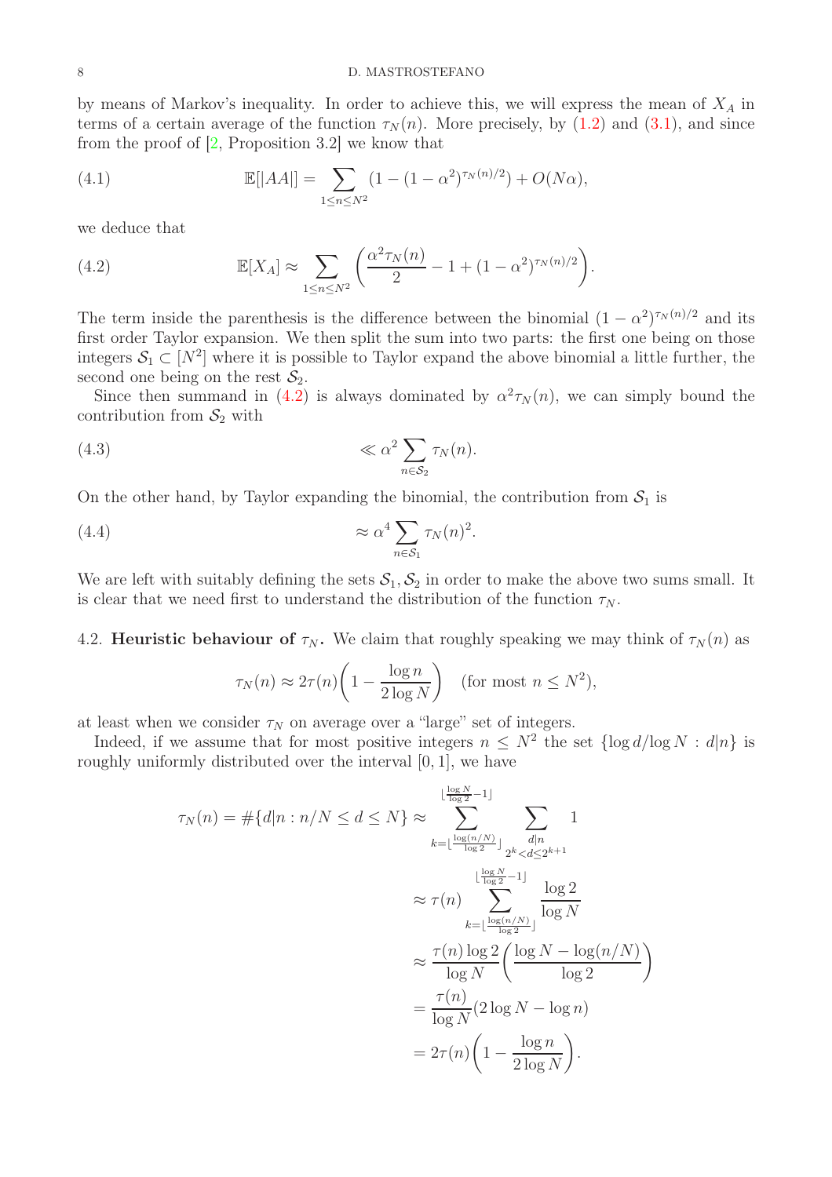by means of Markov's inequality. In order to achieve this, we will express the mean of $X_A$ in terms of a certain average of the function $\tau_N(n)$. More precisely, by (1.2) and (3.1), and since from the proof of [2, Proposition 3.2] we know that

$$\mathbb{E}[|AA|] = \sum_{1\leq n\leq N^2} (1-(1-\alpha^2)^{\tau_N(n)/2}) + O(N\alpha), \tag{4.1}$$

we deduce that

$$\mathbb{E}[X_A] \approx \sum_{1\leq n\leq N^2} \bigg(\frac{\alpha^2\tau_N(n)}{2} - 1 + (1-\alpha^2)^{\tau_N(n)/2}\bigg). \tag{4.2}$$

The term inside the parenthesis is the difference between the binomial $(1-\alpha^2)^{\tau_N(n)/2}$ and its first order Taylor expansion. We then split the sum into two parts: the first one being on those integers $\mathcal{S}_1 \subset [N^2]$ where it is possible to Taylor expand the above binomial a little further, the second one being on the rest $\mathcal{S}_2$.

Since then summand in (4.2) is always dominated by $\alpha^2\tau_N(n)$, we can simply bound the contribution from $\mathcal{S}_2$ with

$$\ll \alpha^2 \sum_{n\in\mathcal{S}_2} \tau_N(n). \tag{4.3}$$

On the other hand, by Taylor expanding the binomial, the contribution from $\mathcal{S}_1$ is

$$\approx \alpha^4 \sum_{n\in\mathcal{S}_1} \tau_N(n)^2. \tag{4.4}$$

We are left with suitably defining the sets $\mathcal{S}_1, \mathcal{S}_2$ in order to make the above two sums small. It is clear that we need first to understand the distribution of the function $\tau_N$.

## 4.2. Heuristic behaviour of $\tau_N$.

We claim that roughly speaking we may think of $\tau_N(n)$ as

$$\tau_N(n) \approx 2\tau(n)\bigg(1-\frac{\log n}{2\log N}\bigg) \quad \text{(for most } n\leq N^2),$$

at least when we consider $\tau_N$ on average over a "large" set of integers.

Indeed, if we assume that for most positive integers $n \leq N^2$ the set $\{\log d/\log N : d|n\}$ is roughly uniformly distributed over the interval $[0,1]$, we have

$$\begin{aligned}
\tau_N(n) = \#\{d|n : n/N \leq d \leq N\} &\approx \sum_{k=\lfloor\frac{\log(n/N)}{\log 2}\rfloor}^{\lfloor\frac{\log N}{\log 2}-1\rfloor} \sum_{\substack{d|n\\ 2^k<d\leq 2^{k+1}}} 1 \\
&\approx \tau(n) \sum_{k=\lfloor\frac{\log(n/N)}{\log 2}\rfloor}^{\lfloor\frac{\log N}{\log 2}-1\rfloor} \frac{\log 2}{\log N} \\
&\approx \frac{\tau(n)\log 2}{\log N}\bigg(\frac{\log N - \log(n/N)}{\log 2}\bigg) \\
&= \frac{\tau(n)}{\log N}(2\log N - \log n) \\
&= 2\tau(n)\bigg(1-\frac{\log n}{2\log N}\bigg).
\end{aligned}$$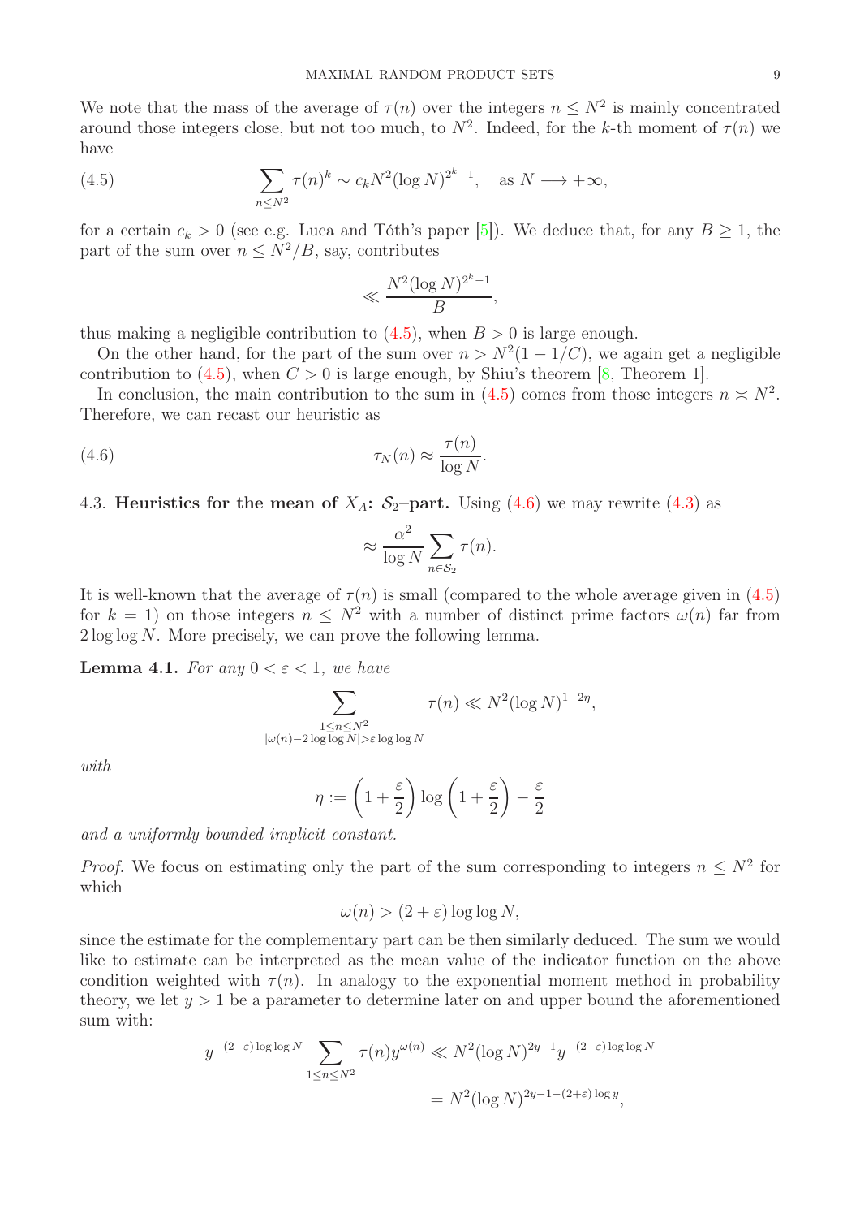We note that the mass of the average of $\tau(n)$ over the integers $n \leq N^2$ is mainly concentrated around those integers close, but not too much, to $N^2$. Indeed, for the $k$-th moment of $\tau(n)$ we have

$$\sum_{n \leq N^2} \tau(n)^k \sim c_k N^2 (\log N)^{2^k - 1}, \quad \text{as } N \longrightarrow +\infty, \tag{4.5}$$

for a certain $c_k > 0$ (see e.g. Luca and Tóth's paper [5]). We deduce that, for any $B \geq 1$, the part of the sum over $n \leq N^2/B$, say, contributes

$$\ll \frac{N^2 (\log N)^{2^k - 1}}{B},$$

thus making a negligible contribution to (4.5), when $B > 0$ is large enough.

On the other hand, for the part of the sum over $n > N^2(1 - 1/C)$, we again get a negligible contribution to (4.5), when $C > 0$ is large enough, by Shiu's theorem [8, Theorem 1].

In conclusion, the main contribution to the sum in (4.5) comes from those integers $n \asymp N^2$. Therefore, we can recast our heuristic as

$$\tau_N(n) \approx \frac{\tau(n)}{\log N}. \tag{4.6}$$

## 4.3. Heuristics for the mean of $X_A$: $\mathcal{S}_2$–part.

Using (4.6) we may rewrite (4.3) as

$$\approx \frac{\alpha^2}{\log N} \sum_{n \in \mathcal{S}_2} \tau(n).$$

It is well-known that the average of $\tau(n)$ is small (compared to the whole average given in (4.5) for $k = 1$) on those integers $n \leq N^2$ with a number of distinct prime factors $\omega(n)$ far from $2 \log \log N$. More precisely, we can prove the following lemma.

**Lemma 4.1.** *For any $0 < \varepsilon < 1$, we have*

$$\sum_{\substack{1 \leq n \leq N^2 \\ |\omega(n) - 2\log\log N| > \varepsilon \log\log N}} \tau(n) \ll N^2 (\log N)^{1 - 2\eta},$$

*with*

$$\eta := \left(1 + \frac{\varepsilon}{2}\right) \log\left(1 + \frac{\varepsilon}{2}\right) - \frac{\varepsilon}{2}$$

*and a uniformly bounded implicit constant.*

*Proof.* We focus on estimating only the part of the sum corresponding to integers $n \leq N^2$ for which

$$\omega(n) > (2 + \varepsilon) \log\log N,$$

since the estimate for the complementary part can be then similarly deduced. The sum we would like to estimate can be interpreted as the mean value of the indicator function on the above condition weighted with $\tau(n)$. In analogy to the exponential moment method in probability theory, we let $y > 1$ be a parameter to determine later on and upper bound the aforementioned sum with:

$$\begin{aligned}
y^{-(2+\varepsilon)\log\log N} \sum_{1 \leq n \leq N^2} \tau(n) y^{\omega(n)} &\ll N^2 (\log N)^{2y-1} y^{-(2+\varepsilon)\log\log N} \\
&= N^2 (\log N)^{2y - 1 - (2+\varepsilon)\log y},
\end{aligned}$$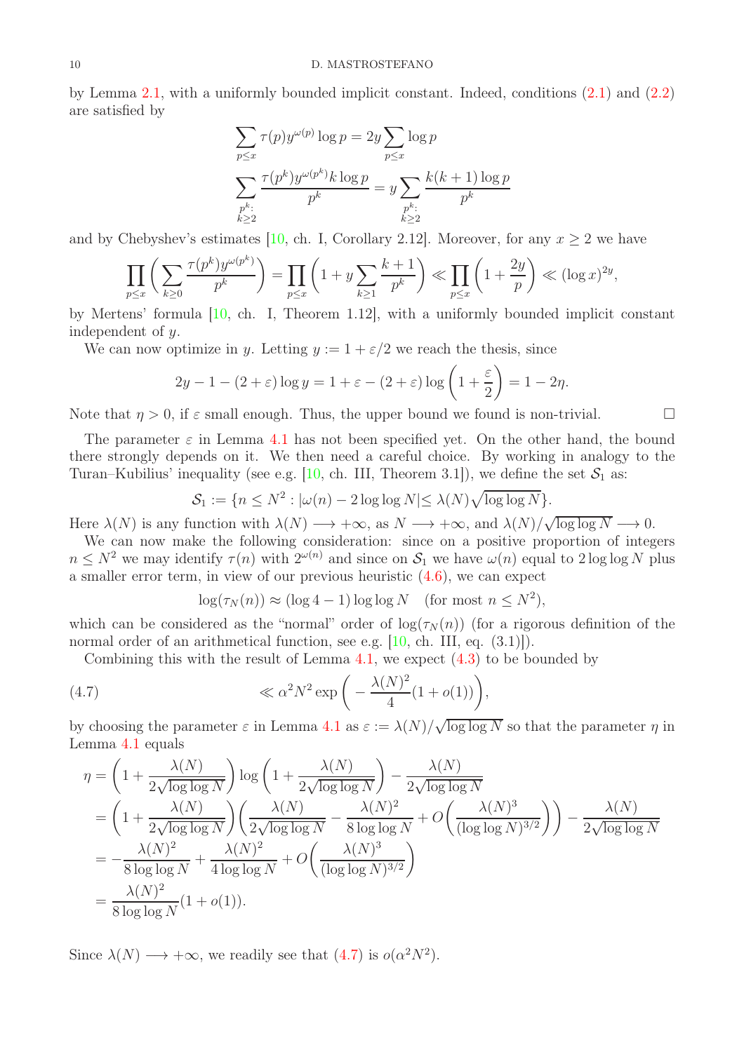by Lemma 2.1, with a uniformly bounded implicit constant. Indeed, conditions (2.1) and (2.2) are satisfied by

$$\sum_{p\le x} \tau(p) y^{\omega(p)} \log p = 2y \sum_{p\le x} \log p$$

$$\sum_{\substack{p^k:\\ k\ge 2}} \frac{\tau(p^k) y^{\omega(p^k)} k \log p}{p^k} = y \sum_{\substack{p^k:\\ k\ge 2}} \frac{k(k+1)\log p}{p^k}$$

and by Chebyshev's estimates [10, ch. I, Corollary 2.12]. Moreover, for any $x \ge 2$ we have

$$\prod_{p\le x}\bigg(\sum_{k\ge 0} \frac{\tau(p^k) y^{\omega(p^k)}}{p^k}\bigg) = \prod_{p\le x}\bigg(1 + y\sum_{k\ge 1}\frac{k+1}{p^k}\bigg) \ll \prod_{p\le x}\bigg(1+\frac{2y}{p}\bigg) \ll (\log x)^{2y},$$

by Mertens' formula [10, ch. I, Theorem 1.12], with a uniformly bounded implicit constant independent of $y$.

We can now optimize in $y$. Letting $y := 1 + \varepsilon/2$ we reach the thesis, since

$$2y - 1 - (2+\varepsilon)\log y = 1 + \varepsilon - (2+\varepsilon)\log\bigg(1+\frac{\varepsilon}{2}\bigg) = 1 - 2\eta.$$

Note that $\eta > 0$, if $\varepsilon$ small enough. Thus, the upper bound we found is non-trivial. □

The parameter $\varepsilon$ in Lemma 4.1 has not been specified yet. On the other hand, the bound there strongly depends on it. We then need a careful choice. By working in analogy to the Turan–Kubilius' inequality (see e.g. [10, ch. III, Theorem 3.1]), we define the set $\mathcal{S}_1$ as:

$$\mathcal{S}_1 := \{n \le N^2 : |\omega(n) - 2\log\log N| \le \lambda(N)\sqrt{\log\log N}\}.$$

Here $\lambda(N)$ is any function with $\lambda(N) \longrightarrow +\infty$, as $N \longrightarrow +\infty$, and $\lambda(N)/\sqrt{\log\log N} \longrightarrow 0$.

We can now make the following consideration: since on a positive proportion of integers $n \le N^2$ we may identify $\tau(n)$ with $2^{\omega(n)}$ and since on $\mathcal{S}_1$ we have $\omega(n)$ equal to $2\log\log N$ plus a smaller error term, in view of our previous heuristic (4.6), we can expect

$$\log(\tau_N(n)) \approx (\log 4 - 1)\log\log N \quad (\text{for most } n \le N^2),$$

which can be considered as the "normal" order of $\log(\tau_N(n))$ (for a rigorous definition of the normal order of an arithmetical function, see e.g. [10, ch. III, eq. (3.1)]).

Combining this with the result of Lemma 4.1, we expect (4.3) to be bounded by

$$\ll \alpha^2 N^2 \exp\bigg(-\frac{\lambda(N)^2}{4}(1+o(1))\bigg), \tag{4.7}$$

by choosing the parameter $\varepsilon$ in Lemma 4.1 as $\varepsilon := \lambda(N)/\sqrt{\log\log N}$ so that the parameter $\eta$ in Lemma 4.1 equals

$$\begin{aligned}
\eta &= \bigg(1 + \frac{\lambda(N)}{2\sqrt{\log\log N}}\bigg)\log\bigg(1+\frac{\lambda(N)}{2\sqrt{\log\log N}}\bigg) - \frac{\lambda(N)}{2\sqrt{\log\log N}} \\
&= \bigg(1 + \frac{\lambda(N)}{2\sqrt{\log\log N}}\bigg)\bigg(\frac{\lambda(N)}{2\sqrt{\log\log N}} - \frac{\lambda(N)^2}{8\log\log N} + O\bigg(\frac{\lambda(N)^3}{(\log\log N)^{3/2}}\bigg)\bigg) - \frac{\lambda(N)}{2\sqrt{\log\log N}} \\
&= -\frac{\lambda(N)^2}{8\log\log N} + \frac{\lambda(N)^2}{4\log\log N} + O\bigg(\frac{\lambda(N)^3}{(\log\log N)^{3/2}}\bigg) \\
&= \frac{\lambda(N)^2}{8\log\log N}(1+o(1)).
\end{aligned}$$

Since $\lambda(N) \longrightarrow +\infty$, we readily see that (4.7) is $o(\alpha^2 N^2)$.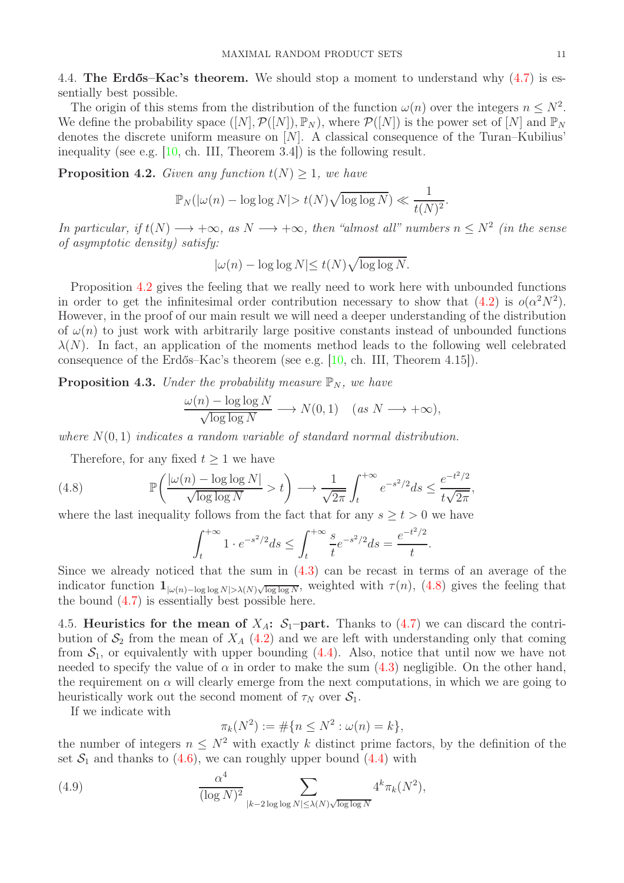### 4.4. The Erdős–Kac's theorem.

We should stop a moment to understand why (4.7) is essentially best possible.

The origin of this stems from the distribution of the function $\omega(n)$ over the integers $n \leq N^2$. We define the probability space $([N], \mathcal{P}([N]), \mathbb{P}_N)$, where $\mathcal{P}([N])$ is the power set of $[N]$ and $\mathbb{P}_N$ denotes the discrete uniform measure on $[N]$. A classical consequence of the Turan–Kubilius' inequality (see e.g. [10, ch. III, Theorem 3.4]) is the following result.

**Proposition 4.2.** *Given any function $t(N) \geq 1$, we have*

$$\mathbb{P}_N(|\omega(n) - \log\log N| > t(N)\sqrt{\log\log N}) \ll \frac{1}{t(N)^2}.$$

*In particular, if $t(N) \longrightarrow +\infty$, as $N \longrightarrow +\infty$, then "almost all" numbers $n \leq N^2$ (in the sense of asymptotic density) satisfy:*

$$|\omega(n) - \log\log N| \leq t(N)\sqrt{\log\log N}.$$

Proposition 4.2 gives the feeling that we really need to work here with unbounded functions in order to get the infinitesimal order contribution necessary to show that (4.2) is $o(\alpha^2 N^2)$. However, in the proof of our main result we will need a deeper understanding of the distribution of $\omega(n)$ to just work with arbitrarily large positive constants instead of unbounded functions $\lambda(N)$. In fact, an application of the moments method leads to the following well celebrated consequence of the Erdős–Kac's theorem (see e.g. [10, ch. III, Theorem 4.15]).

**Proposition 4.3.** *Under the probability measure $\mathbb{P}_N$, we have*

$$\frac{\omega(n) - \log\log N}{\sqrt{\log\log N}} \longrightarrow N(0,1) \quad (\text{as } N \longrightarrow +\infty),$$

*where $N(0,1)$ indicates a random variable of standard normal distribution.*

Therefore, for any fixed $t \geq 1$ we have

$$\mathbb{P}\left(\frac{|\omega(n) - \log\log N|}{\sqrt{\log\log N}} > t\right) \longrightarrow \frac{1}{\sqrt{2\pi}}\int_t^{+\infty} e^{-s^2/2} ds \leq \frac{e^{-t^2/2}}{t\sqrt{2\pi}}, \tag{4.8}$$

where the last inequality follows from the fact that for any $s \geq t > 0$ we have

$$\int_t^{+\infty} 1 \cdot e^{-s^2/2} ds \leq \int_t^{+\infty} \frac{s}{t} e^{-s^2/2} ds = \frac{e^{-t^2/2}}{t}.$$

Since we already noticed that the sum in (4.3) can be recast in terms of an average of the indicator function $\mathbf{1}_{|\omega(n) - \log\log N| > \lambda(N)\sqrt{\log\log N}}$, weighted with $\tau(n)$, (4.8) gives the feeling that the bound (4.7) is essentially best possible here.

### 4.5. Heuristics for the mean of $X_A$: $\mathcal{S}_1$–part.

Thanks to (4.7) we can discard the contribution of $\mathcal{S}_2$ from the mean of $X_A$ (4.2) and we are left with understanding only that coming from $\mathcal{S}_1$, or equivalently with upper bounding (4.4). Also, notice that until now we have not needed to specify the value of $\alpha$ in order to make the sum (4.3) negligible. On the other hand, the requirement on $\alpha$ will clearly emerge from the next computations, in which we are going to heuristically work out the second moment of $\tau_N$ over $\mathcal{S}_1$.

If we indicate with

$$\pi_k(N^2) := \#\{n \leq N^2 : \omega(n) = k\},$$

the number of integers $n \leq N^2$ with exactly $k$ distinct prime factors, by the definition of the set $\mathcal{S}_1$ and thanks to (4.6), we can roughly upper bound (4.4) with

$$\frac{\alpha^4}{(\log N)^2} \sum_{|k - 2\log\log N| \leq \lambda(N)\sqrt{\log\log N}} 4^k \pi_k(N^2), \tag{4.9}$$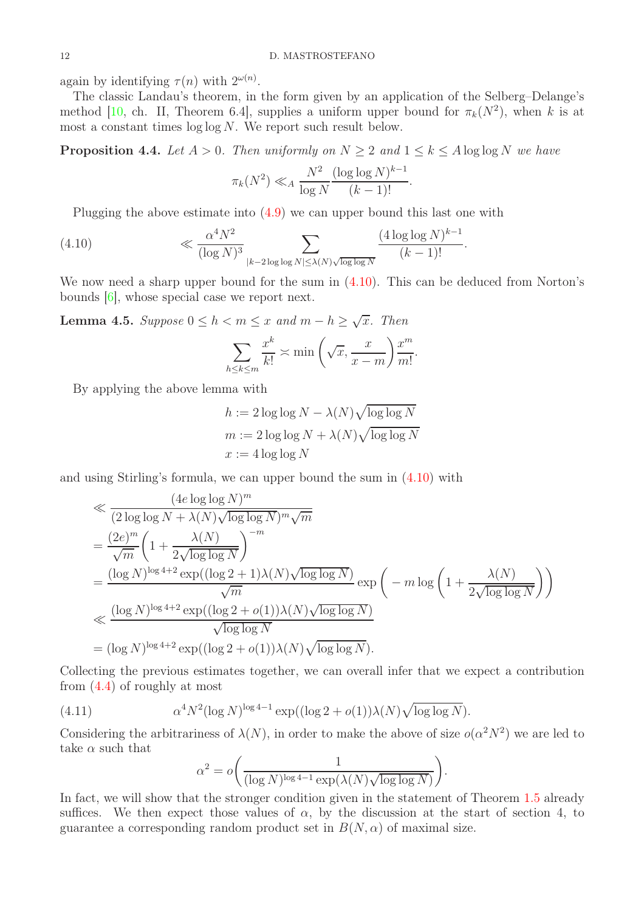again by identifying $\tau(n)$ with $2^{\omega(n)}$.

The classic Landau's theorem, in the form given by an application of the Selberg–Delange's method [10, ch. II, Theorem 6.4], supplies a uniform upper bound for $\pi_k(N^2)$, when $k$ is at most a constant times $\log\log N$. We report such result below.

**Proposition 4.4.** *Let $A > 0$. Then uniformly on $N \geq 2$ and $1 \leq k \leq A \log\log N$ we have*

$$\pi_k(N^2) \ll_A \frac{N^2}{\log N} \frac{(\log\log N)^{k-1}}{(k-1)!}.$$

Plugging the above estimate into (4.9) we can upper bound this last one with

$$\ll \frac{\alpha^4 N^2}{(\log N)^3} \sum_{|k - 2\log\log N| \leq \lambda(N)\sqrt{\log\log N}} \frac{(4\log\log N)^{k-1}}{(k-1)!}. \tag{4.10}$$

We now need a sharp upper bound for the sum in (4.10). This can be deduced from Norton's bounds [6], whose special case we report next.

**Lemma 4.5.** *Suppose $0 \leq h < m \leq x$ and $m - h \geq \sqrt{x}$. Then*

$$\sum_{h \leq k \leq m} \frac{x^k}{k!} \asymp \min\left(\sqrt{x}, \frac{x}{x-m}\right) \frac{x^m}{m!}.$$

By applying the above lemma with

$$h := 2\log\log N - \lambda(N)\sqrt{\log\log N}$$
$$m := 2\log\log N + \lambda(N)\sqrt{\log\log N}$$
$$x := 4\log\log N$$

and using Stirling's formula, we can upper bound the sum in (4.10) with

$$\begin{aligned}
&\ll \frac{(4e\log\log N)^m}{(2\log\log N + \lambda(N)\sqrt{\log\log N})^m \sqrt{m}} \\
&= \frac{(2e)^m}{\sqrt{m}} \left(1 + \frac{\lambda(N)}{2\sqrt{\log\log N}}\right)^{-m} \\
&= \frac{(\log N)^{\log 4 + 2} \exp((\log 2 + 1)\lambda(N)\sqrt{\log\log N})}{\sqrt{m}} \exp\left(-m \log\left(1 + \frac{\lambda(N)}{2\sqrt{\log\log N}}\right)\right) \\
&\ll \frac{(\log N)^{\log 4 + 2} \exp((\log 2 + o(1))\lambda(N)\sqrt{\log\log N})}{\sqrt{\log\log N}} \\
&= (\log N)^{\log 4 + 2} \exp((\log 2 + o(1))\lambda(N)\sqrt{\log\log N}).
\end{aligned}$$

Collecting the previous estimates together, we can overall infer that we expect a contribution from (4.4) of roughly at most

$$\alpha^4 N^2 (\log N)^{\log 4 - 1} \exp((\log 2 + o(1))\lambda(N)\sqrt{\log\log N}). \tag{4.11}$$

Considering the arbitrariness of $\lambda(N)$, in order to make the above of size $o(\alpha^2 N^2)$ we are led to take $\alpha$ such that

$$\alpha^2 = o\left(\frac{1}{(\log N)^{\log 4 - 1} \exp(\lambda(N)\sqrt{\log\log N})}\right).$$

In fact, we will show that the stronger condition given in the statement of Theorem 1.5 already suffices. We then expect those values of $\alpha$, by the discussion at the start of section 4, to guarantee a corresponding random product set in $B(N, \alpha)$ of maximal size.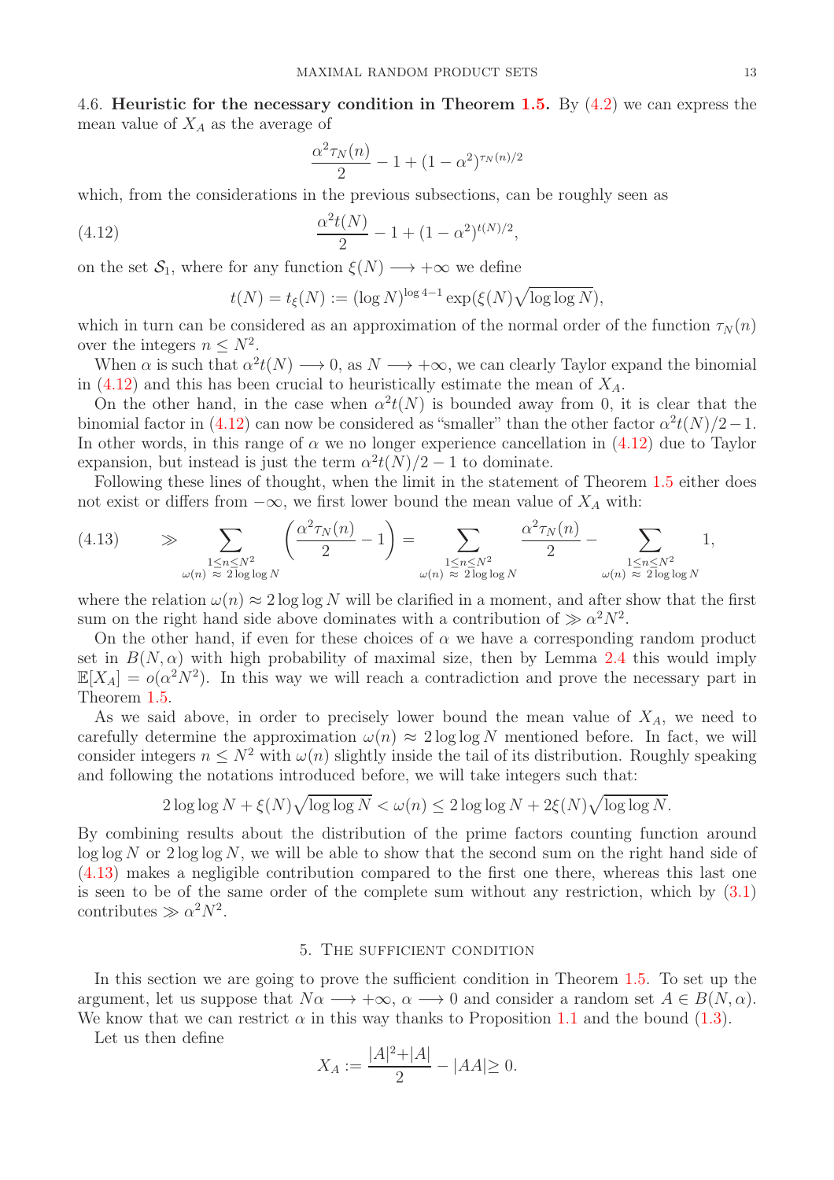4.6. **Heuristic for the necessary condition in Theorem 1.5.** By (4.2) we can express the mean value of $X_A$ as the average of

$$\frac{\alpha^2\tau_N(n)}{2} - 1 + (1-\alpha^2)^{\tau_N(n)/2}$$

which, from the considerations in the previous subsections, can be roughly seen as

$$\frac{\alpha^2 t(N)}{2} - 1 + (1-\alpha^2)^{t(N)/2}, \tag{4.12}$$

on the set $\mathcal{S}_1$, where for any function $\xi(N) \longrightarrow +\infty$ we define

$$t(N) = t_\xi(N) := (\log N)^{\log 4 - 1}\exp(\xi(N)\sqrt{\log\log N}),$$

which in turn can be considered as an approximation of the normal order of the function $\tau_N(n)$ over the integers $n \le N^2$.

When $\alpha$ is such that $\alpha^2 t(N) \longrightarrow 0$, as $N \longrightarrow +\infty$, we can clearly Taylor expand the binomial in (4.12) and this has been crucial to heuristically estimate the mean of $X_A$.

On the other hand, in the case when $\alpha^2 t(N)$ is bounded away from 0, it is clear that the binomial factor in (4.12) can now be considered as "smaller" than the other factor $\alpha^2 t(N)/2 - 1$. In other words, in this range of $\alpha$ we no longer experience cancellation in (4.12) due to Taylor expansion, but instead is just the term $\alpha^2 t(N)/2 - 1$ to dominate.

Following these lines of thought, when the limit in the statement of Theorem 1.5 either does not exist or differs from $-\infty$, we first lower bound the mean value of $X_A$ with:

$$\gg \sum_{\substack{1\le n\le N^2\\ \omega(n)\,\approx\, 2\log\log N}} \left(\frac{\alpha^2\tau_N(n)}{2} - 1\right) = \sum_{\substack{1\le n\le N^2\\ \omega(n)\,\approx\, 2\log\log N}} \frac{\alpha^2\tau_N(n)}{2} - \sum_{\substack{1\le n\le N^2\\ \omega(n)\,\approx\, 2\log\log N}} 1, \tag{4.13}$$

where the relation $\omega(n) \approx 2\log\log N$ will be clarified in a moment, and after show that the first sum on the right hand side above dominates with a contribution of $\gg \alpha^2 N^2$.

On the other hand, if even for these choices of $\alpha$ we have a corresponding random product set in $B(N,\alpha)$ with high probability of maximal size, then by Lemma 2.4 this would imply $\mathbb{E}[X_A] = o(\alpha^2 N^2)$. In this way we will reach a contradiction and prove the necessary part in Theorem 1.5.

As we said above, in order to precisely lower bound the mean value of $X_A$, we need to carefully determine the approximation $\omega(n) \approx 2\log\log N$ mentioned before. In fact, we will consider integers $n \le N^2$ with $\omega(n)$ slightly inside the tail of its distribution. Roughly speaking and following the notations introduced before, we will take integers such that:

$$2\log\log N + \xi(N)\sqrt{\log\log N} < \omega(n) \le 2\log\log N + 2\xi(N)\sqrt{\log\log N}.$$

By combining results about the distribution of the prime factors counting function around $\log\log N$ or $2\log\log N$, we will be able to show that the second sum on the right hand side of (4.13) makes a negligible contribution compared to the first one there, whereas this last one is seen to be of the same order of the complete sum without any restriction, which by (3.1) contributes $\gg \alpha^2 N^2$.

## 5. The sufficient condition

In this section we are going to prove the sufficient condition in Theorem 1.5. To set up the argument, let us suppose that $N\alpha \longrightarrow +\infty$, $\alpha \longrightarrow 0$ and consider a random set $A \in B(N,\alpha)$. We know that we can restrict $\alpha$ in this way thanks to Proposition 1.1 and the bound (1.3).

Let us then define

$$X_A := \frac{|A|^2 + |A|}{2} - |AA| \ge 0.$$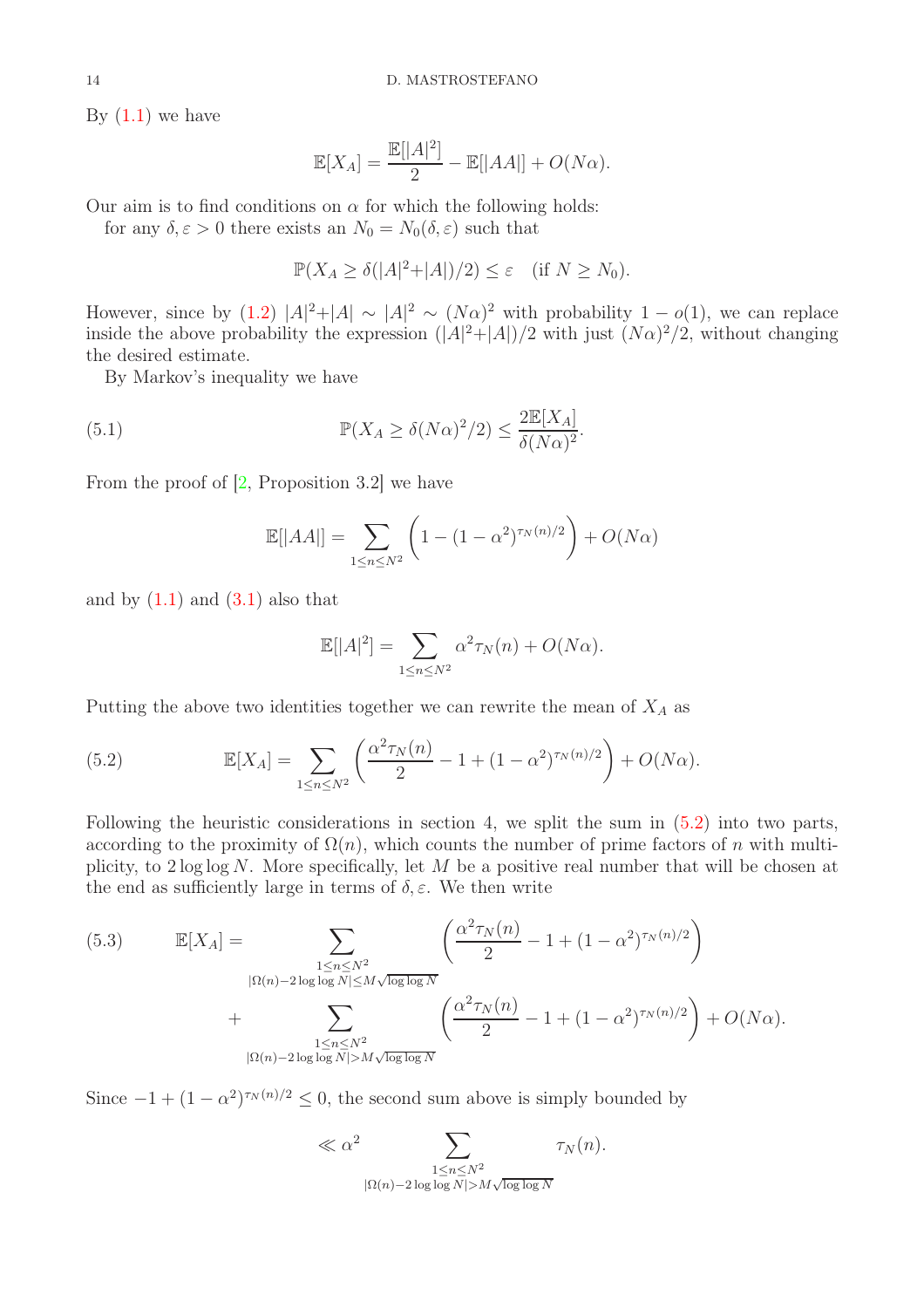By (1.1) we have

$$\mathbb{E}[X_A] = \frac{\mathbb{E}[|A|^2]}{2} - \mathbb{E}[|AA|] + O(N\alpha).$$

Our aim is to find conditions on $\alpha$ for which the following holds:

for any $\delta, \varepsilon > 0$ there exists an $N_0 = N_0(\delta, \varepsilon)$ such that

$$\mathbb{P}(X_A \geq \delta(|A|^2 + |A|)/2) \leq \varepsilon \quad (\text{if } N \geq N_0).$$

However, since by (1.2) $|A|^2 + |A| \sim |A|^2 \sim (N\alpha)^2$ with probability $1 - o(1)$, we can replace inside the above probability the expression $(|A|^2 + |A|)/2$ with just $(N\alpha)^2/2$, without changing the desired estimate.

By Markov's inequality we have

$$\mathbb{P}(X_A \geq \delta(N\alpha)^2/2) \leq \frac{2\mathbb{E}[X_A]}{\delta(N\alpha)^2}. \tag{5.1}$$

From the proof of [2, Proposition 3.2] we have

$$\mathbb{E}[|AA|] = \sum_{1 \leq n \leq N^2} \left(1 - (1-\alpha^2)^{\tau_N(n)/2}\right) + O(N\alpha)$$

and by (1.1) and (3.1) also that

$$\mathbb{E}[|A|^2] = \sum_{1 \leq n \leq N^2} \alpha^2 \tau_N(n) + O(N\alpha).$$

Putting the above two identities together we can rewrite the mean of $X_A$ as

$$\mathbb{E}[X_A] = \sum_{1 \leq n \leq N^2} \left(\frac{\alpha^2 \tau_N(n)}{2} - 1 + (1-\alpha^2)^{\tau_N(n)/2}\right) + O(N\alpha). \tag{5.2}$$

Following the heuristic considerations in section 4, we split the sum in (5.2) into two parts, according to the proximity of $\Omega(n)$, which counts the number of prime factors of $n$ with multiplicity, to $2\log\log N$. More specifically, let $M$ be a positive real number that will be chosen at the end as sufficiently large in terms of $\delta, \varepsilon$. We then write

$$\begin{aligned}
\mathbb{E}[X_A] = & \sum_{\substack{1 \leq n \leq N^2 \\ |\Omega(n) - 2\log\log N| \leq M\sqrt{\log\log N}}} \left(\frac{\alpha^2 \tau_N(n)}{2} - 1 + (1-\alpha^2)^{\tau_N(n)/2}\right) \\
& + \sum_{\substack{1 \leq n \leq N^2 \\ |\Omega(n) - 2\log\log N| > M\sqrt{\log\log N}}} \left(\frac{\alpha^2 \tau_N(n)}{2} - 1 + (1-\alpha^2)^{\tau_N(n)/2}\right) + O(N\alpha).
\end{aligned} \tag{5.3}$$

Since $-1 + (1-\alpha^2)^{\tau_N(n)/2} \leq 0$, the second sum above is simply bounded by

$$\ll \alpha^2 \sum_{\substack{1 \leq n \leq N^2 \\ |\Omega(n) - 2\log\log N| > M\sqrt{\log\log N}}} \tau_N(n).$$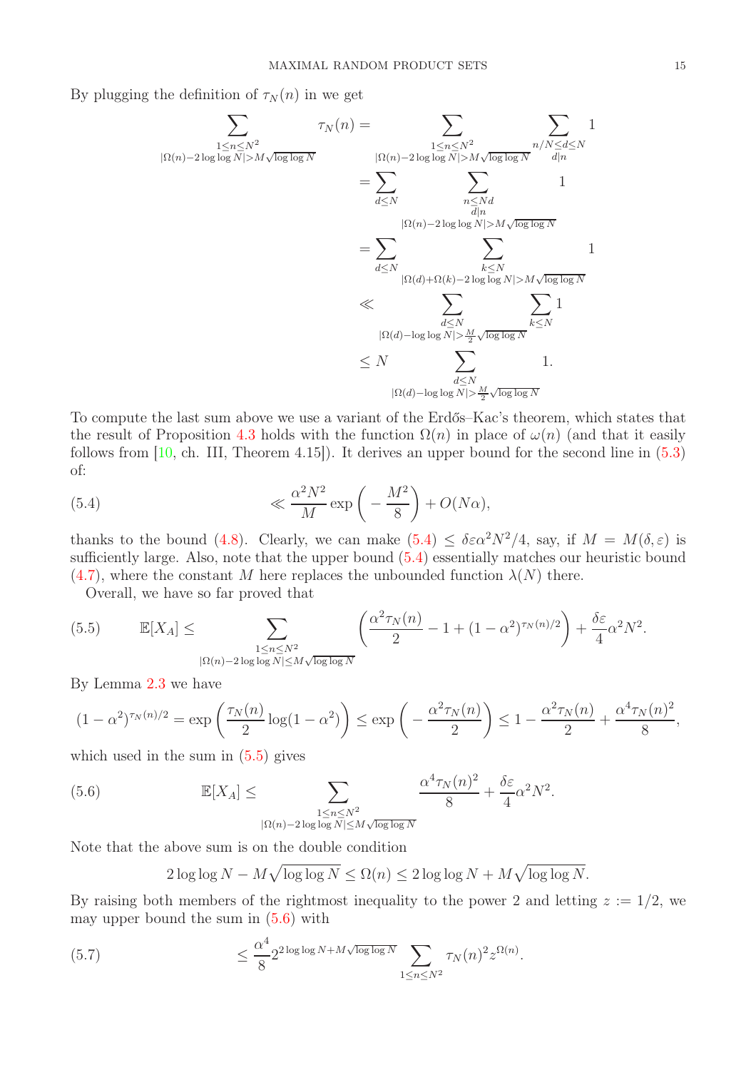By plugging the definition of $\tau_N(n)$ in we get

$$
\begin{aligned}
\sum_{\substack{1\le n\le N^2\\ |\Omega(n)-2\log\log N|>M\sqrt{\log\log N}}} \tau_N(n) &= \sum_{\substack{1\le n\le N^2\\ |\Omega(n)-2\log\log N|>M\sqrt{\log\log N}}} \sum_{\substack{n/N\le d\le N\\ d|n}} 1\\
&= \sum_{d\le N} \sum_{\substack{n\le Nd\\ d|n\\ |\Omega(n)-2\log\log N|>M\sqrt{\log\log N}}} 1\\
&= \sum_{d\le N} \sum_{\substack{k\le N\\ |\Omega(d)+\Omega(k)-2\log\log N|>M\sqrt{\log\log N}}} 1\\
&\ll \sum_{\substack{d\le N\\ |\Omega(d)-\log\log N|>\frac{M}{2}\sqrt{\log\log N}}} \sum_{k\le N} 1\\
&\le N \sum_{\substack{d\le N\\ |\Omega(d)-\log\log N|>\frac{M}{2}\sqrt{\log\log N}}} 1.
\end{aligned}
$$

To compute the last sum above we use a variant of the Erdős–Kac's theorem, which states that the result of Proposition 4.3 holds with the function $\Omega(n)$ in place of $\omega(n)$ (and that it easily follows from [10, ch. III, Theorem 4.15]). It derives an upper bound for the second line in (5.3) of:

$$
\ll \frac{\alpha^2 N^2}{M}\exp\left(-\frac{M^2}{8}\right) + O(N\alpha), \tag{5.4}
$$

thanks to the bound (4.8). Clearly, we can make (5.4) $\le \delta\varepsilon\alpha^2N^2/4$, say, if $M = M(\delta,\varepsilon)$ is sufficiently large. Also, note that the upper bound (5.4) essentially matches our heuristic bound (4.7), where the constant $M$ here replaces the unbounded function $\lambda(N)$ there.

Overall, we have so far proved that

$$
\mathbb{E}[X_A] \le \sum_{\substack{1\le n\le N^2\\ |\Omega(n)-2\log\log N|\le M\sqrt{\log\log N}}} \left(\frac{\alpha^2\tau_N(n)}{2} - 1 + (1-\alpha^2)^{\tau_N(n)/2}\right) + \frac{\delta\varepsilon}{4}\alpha^2N^2. \tag{5.5}
$$

By Lemma 2.3 we have

$$
(1-\alpha^2)^{\tau_N(n)/2} = \exp\left(\frac{\tau_N(n)}{2}\log(1-\alpha^2)\right) \le \exp\left(-\frac{\alpha^2\tau_N(n)}{2}\right) \le 1 - \frac{\alpha^2\tau_N(n)}{2} + \frac{\alpha^4\tau_N(n)^2}{8},
$$

which used in the sum in (5.5) gives

$$
\mathbb{E}[X_A] \le \sum_{\substack{1\le n\le N^2\\ |\Omega(n)-2\log\log N|\le M\sqrt{\log\log N}}} \frac{\alpha^4\tau_N(n)^2}{8} + \frac{\delta\varepsilon}{4}\alpha^2N^2. \tag{5.6}
$$

Note that the above sum is on the double condition

$$
2\log\log N - M\sqrt{\log\log N} \le \Omega(n) \le 2\log\log N + M\sqrt{\log\log N}.
$$

By raising both members of the rightmost inequality to the power 2 and letting $z := 1/2$, we may upper bound the sum in (5.6) with

$$
\le \frac{\alpha^4}{8} 2^{2\log\log N + M\sqrt{\log\log N}} \sum_{1\le n\le N^2} \tau_N(n)^2 z^{\Omega(n)}. \tag{5.7}
$$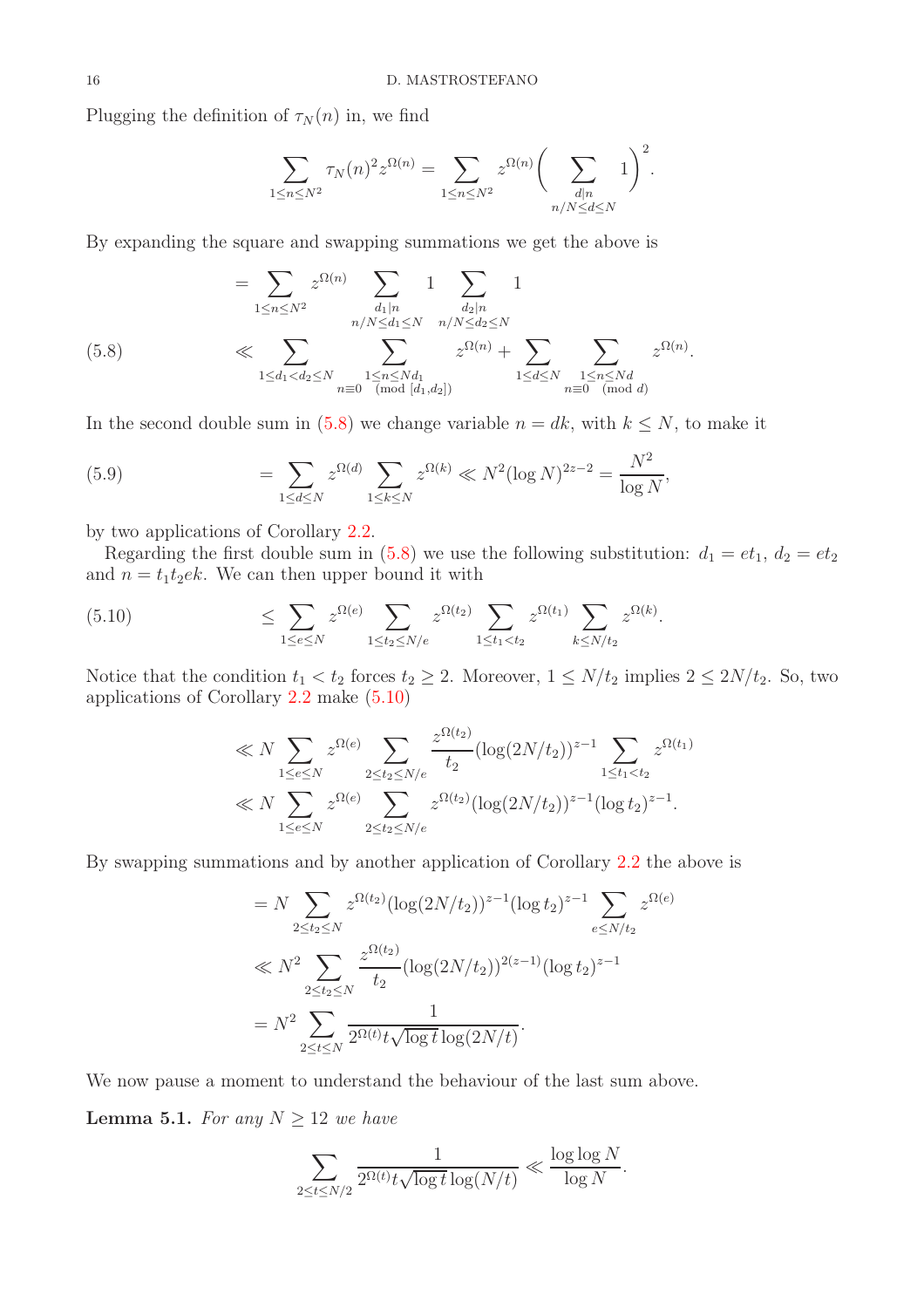Plugging the definition of $\tau_N(n)$ in, we find

$$\sum_{1\le n\le N^2}\tau_N(n)^2 z^{\Omega(n)} = \sum_{1\le n\le N^2} z^{\Omega(n)}\bigg(\sum_{\substack{d\mid n\\ n/N\le d\le N}} 1\bigg)^2.$$

By expanding the square and swapping summations we get the above is

$$\begin{aligned}
&= \sum_{1\le n\le N^2} z^{\Omega(n)} \sum_{\substack{d_1\mid n\\ n/N\le d_1\le N}} 1 \sum_{\substack{d_2\mid n\\ n/N\le d_2\le N}} 1 \\
&\ll \sum_{1\le d_1<d_2\le N} \sum_{\substack{1\le n\le Nd_1\\ n\equiv 0 \pmod{[d_1,d_2]}}} z^{\Omega(n)} + \sum_{1\le d\le N} \sum_{\substack{1\le n\le Nd\\ n\equiv 0 \pmod{d}}} z^{\Omega(n)}.
\end{aligned} \tag{5.8}$$

In the second double sum in (5.8) we change variable $n = dk$, with $k \le N$, to make it

$$= \sum_{1\le d\le N} z^{\Omega(d)} \sum_{1\le k\le N} z^{\Omega(k)} \ll N^2(\log N)^{2z-2} = \frac{N^2}{\log N}, \tag{5.9}$$

by two applications of Corollary 2.2.

Regarding the first double sum in (5.8) we use the following substitution: $d_1 = et_1$, $d_2 = et_2$ and $n = t_1t_2ek$. We can then upper bound it with

$$\le \sum_{1\le e\le N} z^{\Omega(e)} \sum_{1\le t_2\le N/e} z^{\Omega(t_2)} \sum_{1\le t_1<t_2} z^{\Omega(t_1)} \sum_{k\le N/t_2} z^{\Omega(k)}. \tag{5.10}$$

Notice that the condition $t_1 < t_2$ forces $t_2 \ge 2$. Moreover, $1 \le N/t_2$ implies $2 \le 2N/t_2$. So, two applications of Corollary 2.2 make (5.10)

$$\begin{aligned}
&\ll N \sum_{1\le e\le N} z^{\Omega(e)} \sum_{2\le t_2\le N/e} \frac{z^{\Omega(t_2)}}{t_2}(\log(2N/t_2))^{z-1} \sum_{1\le t_1<t_2} z^{\Omega(t_1)} \\
&\ll N \sum_{1\le e\le N} z^{\Omega(e)} \sum_{2\le t_2\le N/e} z^{\Omega(t_2)}(\log(2N/t_2))^{z-1}(\log t_2)^{z-1}.
\end{aligned}$$

By swapping summations and by another application of Corollary 2.2 the above is

$$\begin{aligned}
&= N \sum_{2\le t_2\le N} z^{\Omega(t_2)}(\log(2N/t_2))^{z-1}(\log t_2)^{z-1} \sum_{e\le N/t_2} z^{\Omega(e)} \\
&\ll N^2 \sum_{2\le t_2\le N} \frac{z^{\Omega(t_2)}}{t_2}(\log(2N/t_2))^{2(z-1)}(\log t_2)^{z-1} \\
&= N^2 \sum_{2\le t\le N} \frac{1}{2^{\Omega(t)} t\sqrt{\log t}\log(2N/t)}.
\end{aligned}$$

We now pause a moment to understand the behaviour of the last sum above.

**Lemma 5.1.** *For any $N \ge 12$ we have*

$$\sum_{2\le t\le N/2} \frac{1}{2^{\Omega(t)} t\sqrt{\log t}\log(N/t)} \ll \frac{\log\log N}{\log N}.$$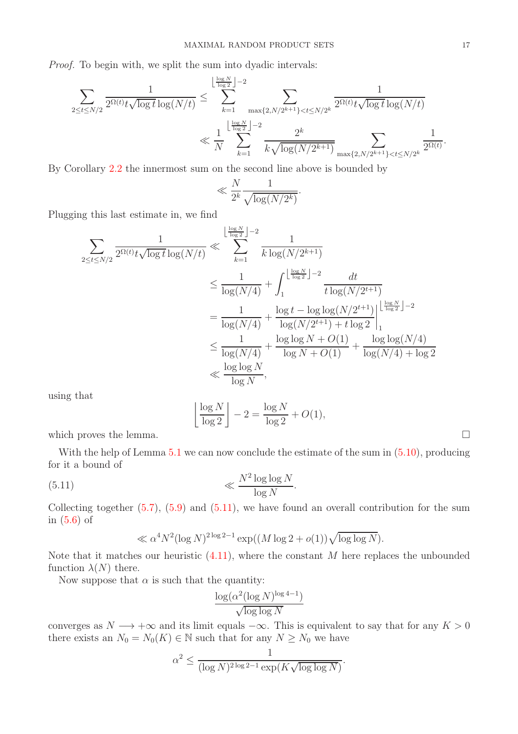*Proof.* To begin with, we split the sum into dyadic intervals:

$$\sum_{2\le t\le N/2}\frac{1}{2^{\Omega(t)}t\sqrt{\log t}\log(N/t)}\le\sum_{k=1}^{\lfloor\frac{\log N}{\log 2}\rfloor-2}\ \sum_{\max\{2,N/2^{k+1}\}<t\le N/2^k}\frac{1}{2^{\Omega(t)}t\sqrt{\log t}\log(N/t)}$$

$$\ll\frac{1}{N}\sum_{k=1}^{\lfloor\frac{\log N}{\log 2}\rfloor-2}\frac{2^k}{k\sqrt{\log(N/2^{k+1})}}\sum_{\max\{2,N/2^{k+1}\}<t\le N/2^k}\frac{1}{2^{\Omega(t)}}.$$

By Corollary 2.2 the innermost sum on the second line above is bounded by

$$\ll\frac{N}{2^k}\frac{1}{\sqrt{\log(N/2^k)}}.$$

Plugging this last estimate in, we find

$$\begin{aligned}
\sum_{2\le t\le N/2}\frac{1}{2^{\Omega(t)}t\sqrt{\log t}\log(N/t)}&\ll\sum_{k=1}^{\lfloor\frac{\log N}{\log 2}\rfloor-2}\frac{1}{k\log(N/2^{k+1})}\\
&\le\frac{1}{\log(N/4)}+\int_1^{\lfloor\frac{\log N}{\log 2}\rfloor-2}\frac{dt}{t\log(N/2^{t+1})}\\
&=\frac{1}{\log(N/4)}+\frac{\log t-\log\log(N/2^{t+1})}{\log(N/2^{t+1})+t\log 2}\Bigg|_1^{\lfloor\frac{\log N}{\log 2}\rfloor-2}\\
&\le\frac{1}{\log(N/4)}+\frac{\log\log N+O(1)}{\log N+O(1)}+\frac{\log\log(N/4)}{\log(N/4)+\log 2}\\
&\ll\frac{\log\log N}{\log N},
\end{aligned}$$

using that

$$\left\lfloor\frac{\log N}{\log 2}\right\rfloor-2=\frac{\log N}{\log 2}+O(1),$$

which proves the lemma. □

With the help of Lemma 5.1 we can now conclude the estimate of the sum in (5.10), producing for it a bound of

$$\ll\frac{N^2\log\log N}{\log N}. \tag{5.11}$$

Collecting together (5.7), (5.9) and (5.11), we have found an overall contribution for the sum in (5.6) of

$$\ll\alpha^4N^2(\log N)^{2\log 2-1}\exp((M\log 2+o(1))\sqrt{\log\log N}).$$

Note that it matches our heuristic (4.11), where the constant $M$ here replaces the unbounded function $\lambda(N)$ there.

Now suppose that $\alpha$ is such that the quantity:

$$\frac{\log(\alpha^2(\log N)^{\log 4-1})}{\sqrt{\log\log N}}$$

converges as $N\longrightarrow+\infty$ and its limit equals $-\infty$. This is equivalent to say that for any $K>0$ there exists an $N_0=N_0(K)\in\mathbb{N}$ such that for any $N\ge N_0$ we have

$$\alpha^2\le\frac{1}{(\log N)^{2\log 2-1}\exp(K\sqrt{\log\log N})}.$$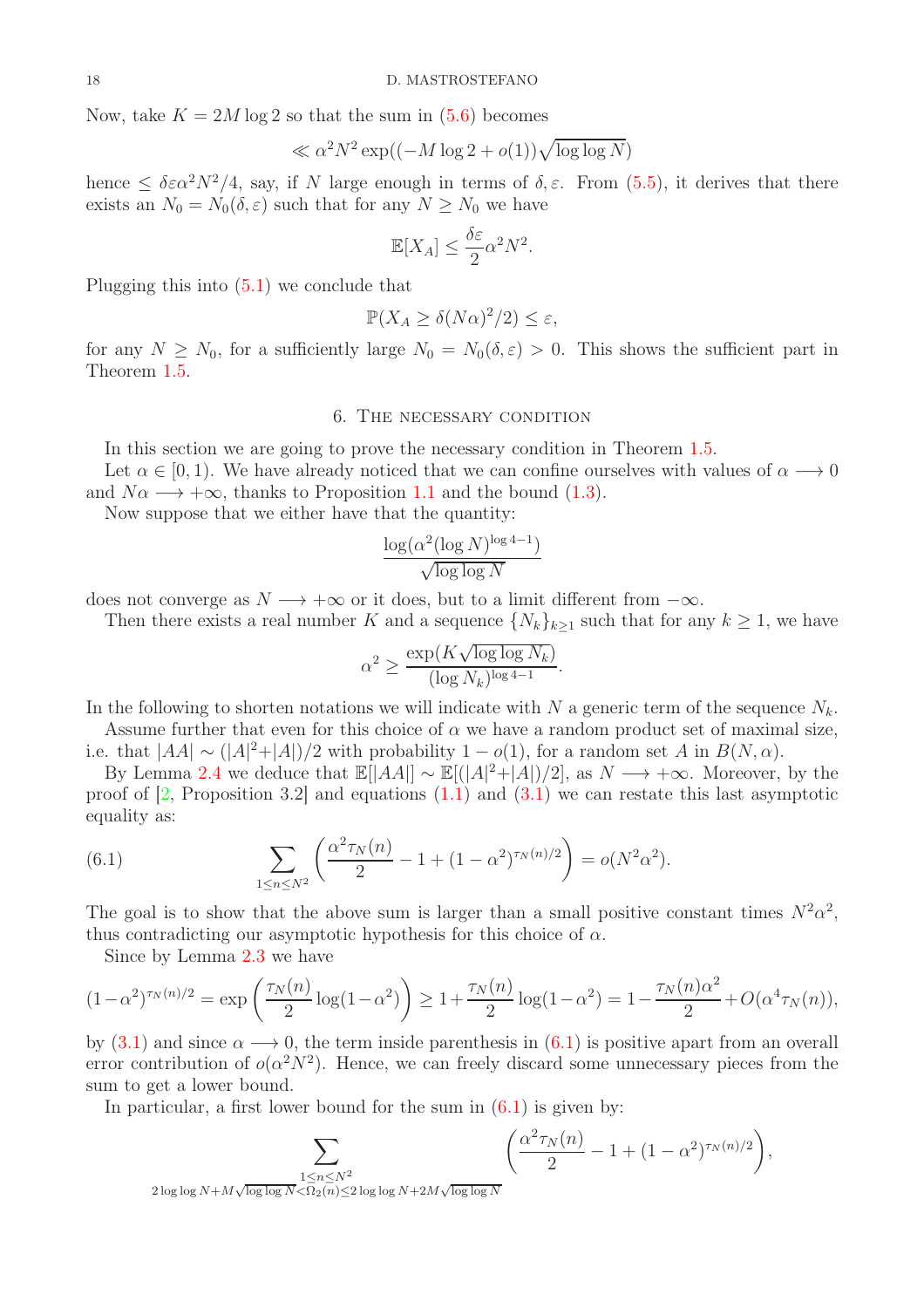Now, take $K = 2M \log 2$ so that the sum in (5.6) becomes

$$\ll \alpha^2 N^2 \exp((-M \log 2 + o(1))\sqrt{\log\log N})$$

hence $\leq \delta\varepsilon\alpha^2 N^2/4$, say, if $N$ large enough in terms of $\delta, \varepsilon$. From (5.5), it derives that there exists an $N_0 = N_0(\delta, \varepsilon)$ such that for any $N \geq N_0$ we have

$$\mathbb{E}[X_A] \leq \frac{\delta\varepsilon}{2}\alpha^2 N^2.$$

Plugging this into (5.1) we conclude that

$$\mathbb{P}(X_A \geq \delta(N\alpha)^2/2) \leq \varepsilon,$$

for any $N \geq N_0$, for a sufficiently large $N_0 = N_0(\delta, \varepsilon) > 0$. This shows the sufficient part in Theorem 1.5.

## 6. The necessary condition

In this section we are going to prove the necessary condition in Theorem 1.5.

Let $\alpha \in [0, 1)$. We have already noticed that we can confine ourselves with values of $\alpha \longrightarrow 0$ and $N\alpha \longrightarrow +\infty$, thanks to Proposition 1.1 and the bound (1.3).

Now suppose that we either have that the quantity:

$$\frac{\log(\alpha^2(\log N)^{\log 4 - 1})}{\sqrt{\log\log N}}$$

does not converge as $N \longrightarrow +\infty$ or it does, but to a limit different from $-\infty$.

Then there exists a real number $K$ and a sequence $\{N_k\}_{k\geq 1}$ such that for any $k \geq 1$, we have

$$\alpha^2 \geq \frac{\exp(K\sqrt{\log\log N_k})}{(\log N_k)^{\log 4 - 1}}.$$

In the following to shorten notations we will indicate with $N$ a generic term of the sequence $N_k$.

Assume further that even for this choice of $\alpha$ we have a random product set of maximal size, i.e. that $|AA| \sim (|A|^2+|A|)/2$ with probability $1 - o(1)$, for a random set $A$ in $B(N, \alpha)$.

By Lemma 2.4 we deduce that $\mathbb{E}[|AA|] \sim \mathbb{E}[(|A|^2+|A|)/2]$, as $N \longrightarrow +\infty$. Moreover, by the proof of [2, Proposition 3.2] and equations (1.1) and (3.1) we can restate this last asymptotic equality as:

$$\sum_{1\leq n\leq N^2} \left(\frac{\alpha^2\tau_N(n)}{2} - 1 + (1-\alpha^2)^{\tau_N(n)/2}\right) = o(N^2\alpha^2). \tag{6.1}$$

The goal is to show that the above sum is larger than a small positive constant times $N^2\alpha^2$, thus contradicting our asymptotic hypothesis for this choice of $\alpha$.

Since by Lemma 2.3 we have

$$(1-\alpha^2)^{\tau_N(n)/2} = \exp\left(\frac{\tau_N(n)}{2}\log(1-\alpha^2)\right) \geq 1 + \frac{\tau_N(n)}{2}\log(1-\alpha^2) = 1 - \frac{\tau_N(n)\alpha^2}{2} + O(\alpha^4\tau_N(n)),$$

by (3.1) and since $\alpha \longrightarrow 0$, the term inside parenthesis in (6.1) is positive apart from an overall error contribution of $o(\alpha^2 N^2)$. Hence, we can freely discard some unnecessary pieces from the sum to get a lower bound.

In particular, a first lower bound for the sum in (6.1) is given by:

$$\sum_{\substack{1\leq n\leq N^2 \\ 2\log\log N + M\sqrt{\log\log N} < \Omega_2(n) \leq 2\log\log N + 2M\sqrt{\log\log N}}} \left(\frac{\alpha^2\tau_N(n)}{2} - 1 + (1-\alpha^2)^{\tau_N(n)/2}\right),$$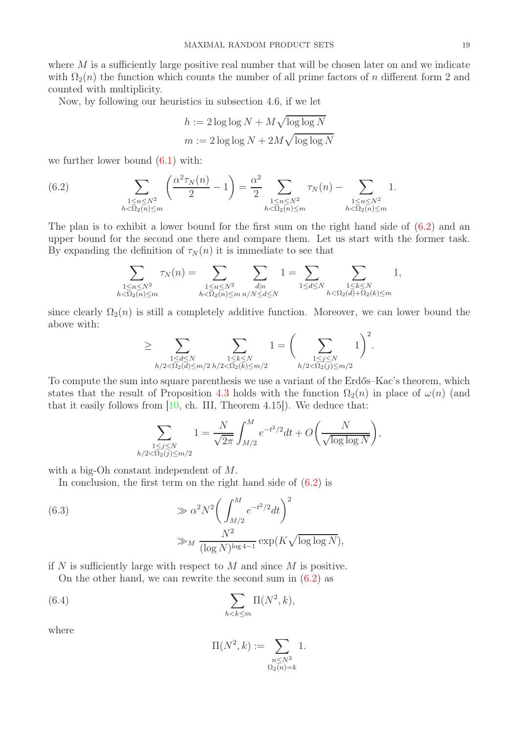where $M$ is a sufficiently large positive real number that will be chosen later on and we indicate with $\Omega_2(n)$ the function which counts the number of all prime factors of $n$ different form 2 and counted with multiplicity.

Now, by following our heuristics in subsection 4.6, if we let

$$h := 2\log\log N + M\sqrt{\log\log N}$$
$$m := 2\log\log N + 2M\sqrt{\log\log N}$$

we further lower bound (6.1) with:

$$\sum_{\substack{1\le n\le N^2\\ h<\Omega_2(n)\le m}}\left(\frac{\alpha^2\tau_N(n)}{2}-1\right)=\frac{\alpha^2}{2}\sum_{\substack{1\le n\le N^2\\ h<\Omega_2(n)\le m}}\tau_N(n)-\sum_{\substack{1\le n\le N^2\\ h<\Omega_2(n)\le m}}1. \tag{6.2}$$

The plan is to exhibit a lower bound for the first sum on the right hand side of (6.2) and an upper bound for the second one there and compare them. Let us start with the former task. By expanding the definition of $\tau_N(n)$ it is immediate to see that

$$\sum_{\substack{1\le n\le N^2\\ h<\Omega_2(n)\le m}}\tau_N(n)=\sum_{\substack{1\le n\le N^2\\ h<\Omega_2(n)\le m}}\ \sum_{\substack{d\mid n\\ n/N\le d\le N}}1=\sum_{1\le d\le N}\ \sum_{\substack{1\le k\le N\\ h<\Omega_2(d)+\Omega_2(k)\le m}}1,$$

since clearly $\Omega_2(n)$ is still a completely additive function. Moreover, we can lower bound the above with:

$$\ge\sum_{\substack{1\le d\le N\\ h/2<\Omega_2(d)\le m/2}}\ \sum_{\substack{1\le k\le N\\ h/2<\Omega_2(k)\le m/2}}1=\Bigg(\sum_{\substack{1\le j\le N\\ h/2<\Omega_2(j)\le m/2}}1\Bigg)^2.$$

To compute the sum into square parenthesis we use a variant of the Erdős–Kac's theorem, which states that the result of Proposition 4.3 holds with the function $\Omega_2(n)$ in place of $\omega(n)$ (and that it easily follows from [10, ch. III, Theorem 4.15]). We deduce that:

$$\sum_{\substack{1\le j\le N\\ h/2<\Omega_2(j)\le m/2}}1=\frac{N}{\sqrt{2\pi}}\int_{M/2}^{M}e^{-t^2/2}dt+O\bigg(\frac{N}{\sqrt{\log\log N}}\bigg),$$

with a big-Oh constant independent of $M$.

In conclusion, the first term on the right hand side of (6.2) is

$$\begin{aligned}
&\gg \alpha^2N^2\bigg(\int_{M/2}^{M}e^{-t^2/2}dt\bigg)^2\\
&\gg_M \frac{N^2}{(\log N)^{\log 4-1}}\exp(K\sqrt{\log\log N}),
\end{aligned}\tag{6.3}$$

if $N$ is sufficiently large with respect to $M$ and since $M$ is positive.

On the other hand, we can rewrite the second sum in (6.2) as

$$\sum_{h<k\le m}\Pi(N^2,k), \tag{6.4}$$

where

$$\Pi(N^2,k):=\sum_{\substack{n\le N^2\\ \Omega_2(n)=k}}1.$$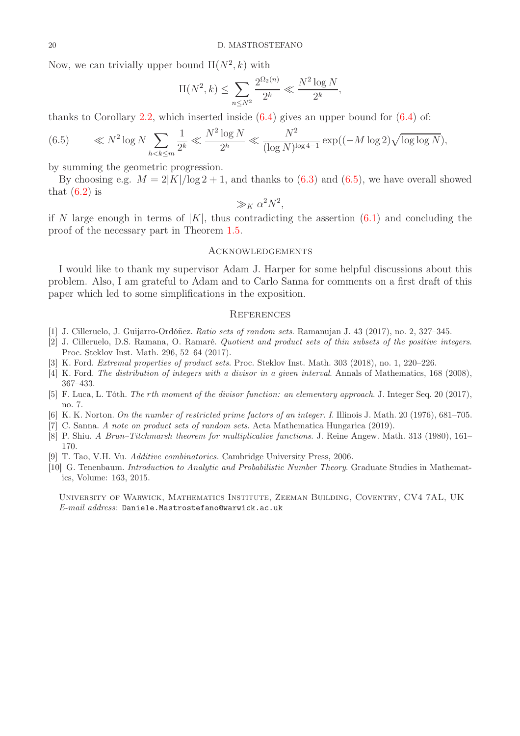Now, we can trivially upper bound $\Pi(N^2, k)$ with

$$\Pi(N^2, k) \leq \sum_{n \leq N^2} \frac{2^{\Omega_2(n)}}{2^k} \ll \frac{N^2 \log N}{2^k},$$

thanks to Corollary 2.2, which inserted inside (6.4) gives an upper bound for (6.4) of:

$$\ll N^2 \log N \sum_{h<k\leq m} \frac{1}{2^k} \ll \frac{N^2 \log N}{2^h} \ll \frac{N^2}{(\log N)^{\log 4 - 1}} \exp((-M \log 2)\sqrt{\log\log N}), \tag{6.5}$$

by summing the geometric progression.

By choosing e.g. $M = 2|K|/\log 2 + 1$, and thanks to (6.3) and (6.5), we have overall showed that (6.2) is

$$\gg_K \alpha^2 N^2,$$

if $N$ large enough in terms of $|K|$, thus contradicting the assertion (6.1) and concluding the proof of the necessary part in Theorem 1.5.

## Acknowledgements

I would like to thank my supervisor Adam J. Harper for some helpful discussions about this problem. Also, I am grateful to Adam and to Carlo Sanna for comments on a first draft of this paper which led to some simplifications in the exposition.

## References

[1] J. Cilleruelo, J. Guijarro-Ordóñez. *Ratio sets of random sets*. Ramanujan J. 43 (2017), no. 2, 327–345.

[2] J. Cilleruelo, D.S. Ramana, O. Ramaré. *Quotient and product sets of thin subsets of the positive integers*. Proc. Steklov Inst. Math. 296, 52–64 (2017).

[3] K. Ford. *Extremal properties of product sets*. Proc. Steklov Inst. Math. 303 (2018), no. 1, 220–226.

[4] K. Ford. *The distribution of integers with a divisor in a given interval*. Annals of Mathematics, 168 (2008), 367–433.

[5] F. Luca, L. Tóth. *The $r$th moment of the divisor function: an elementary approach*. J. Integer Seq. 20 (2017), no. 7.

[6] K. K. Norton. *On the number of restricted prime factors of an integer. I.* Illinois J. Math. 20 (1976), 681–705.

[7] C. Sanna. *A note on product sets of random sets*. Acta Mathematica Hungarica (2019).

[8] P. Shiu. *A Brun–Titchmarsh theorem for multiplicative functions*. J. Reine Angew. Math. 313 (1980), 161–170.

[9] T. Tao, V.H. Vu. *Additive combinatorics.* Cambridge University Press, 2006.

[10] G. Tenenbaum. *Introduction to Analytic and Probabilistic Number Theory*. Graduate Studies in Mathematics, Volume: 163, 2015.

University of Warwick, Mathematics Institute, Zeeman Building, Coventry, CV4 7AL, UK
*E-mail address*: Daniele.Mastrostefano@warwick.ac.uk